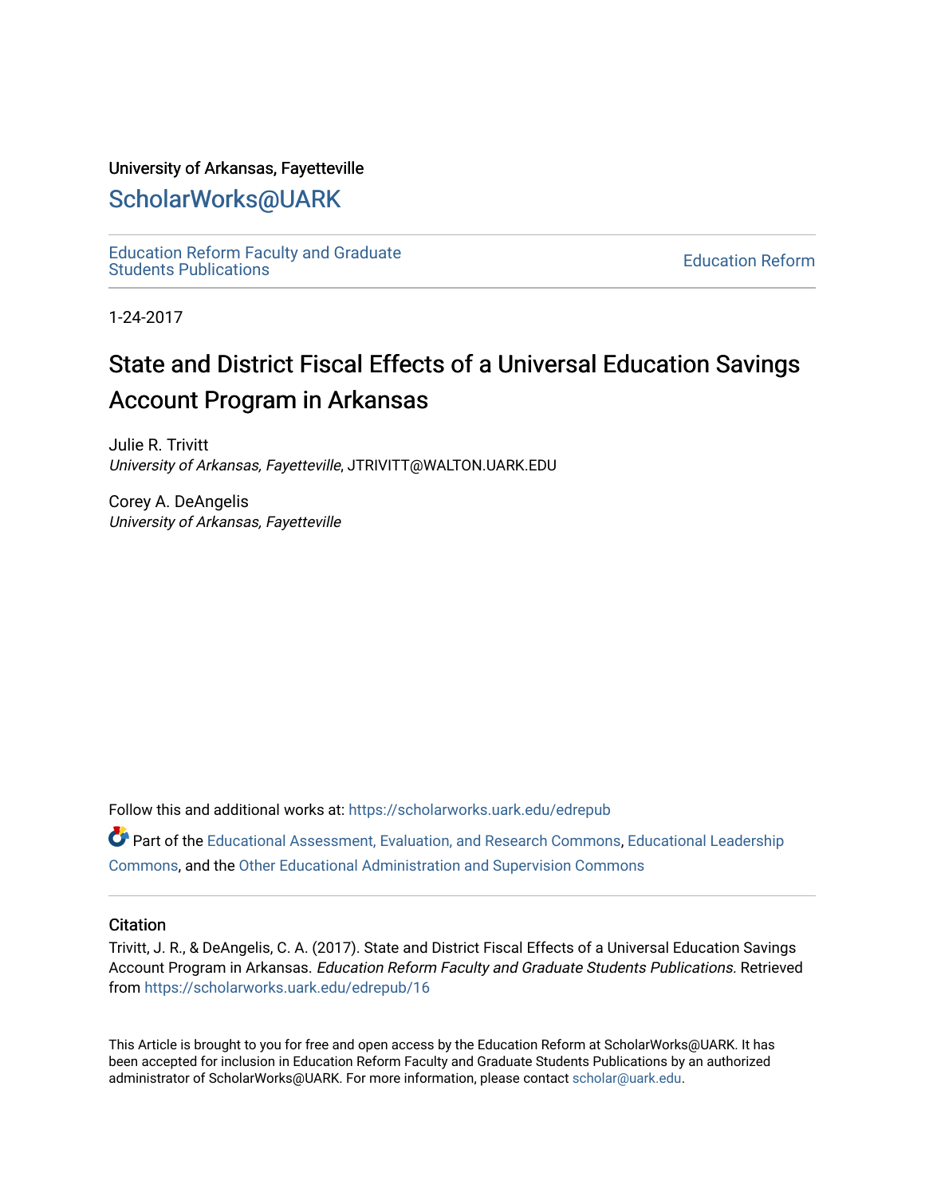University of Arkansas, Fayetteville

# ScholarWorks@UARK

Education Reform Faculty and Graduate Students Publications

Education Reform

1-24-2017

# State and District Fiscal Effects of a Universal Education Savings Account Program in Arkansas

Julie R. Trivitt
*University of Arkansas, Fayetteville*, JTRIVITT@WALTON.UARK.EDU

Corey A. DeAngelis
*University of Arkansas, Fayetteville*

Follow this and additional works at: https://scholarworks.uark.edu/edrepub

Part of the Educational Assessment, Evaluation, and Research Commons, Educational Leadership Commons, and the Other Educational Administration and Supervision Commons

## Citation

Trivitt, J. R., & DeAngelis, C. A. (2017). State and District Fiscal Effects of a Universal Education Savings Account Program in Arkansas. *Education Reform Faculty and Graduate Students Publications*. Retrieved from https://scholarworks.uark.edu/edrepub/16

This Article is brought to you for free and open access by the Education Reform at ScholarWorks@UARK. It has been accepted for inclusion in Education Reform Faculty and Graduate Students Publications by an authorized administrator of ScholarWorks@UARK. For more information, please contact scholar@uark.edu.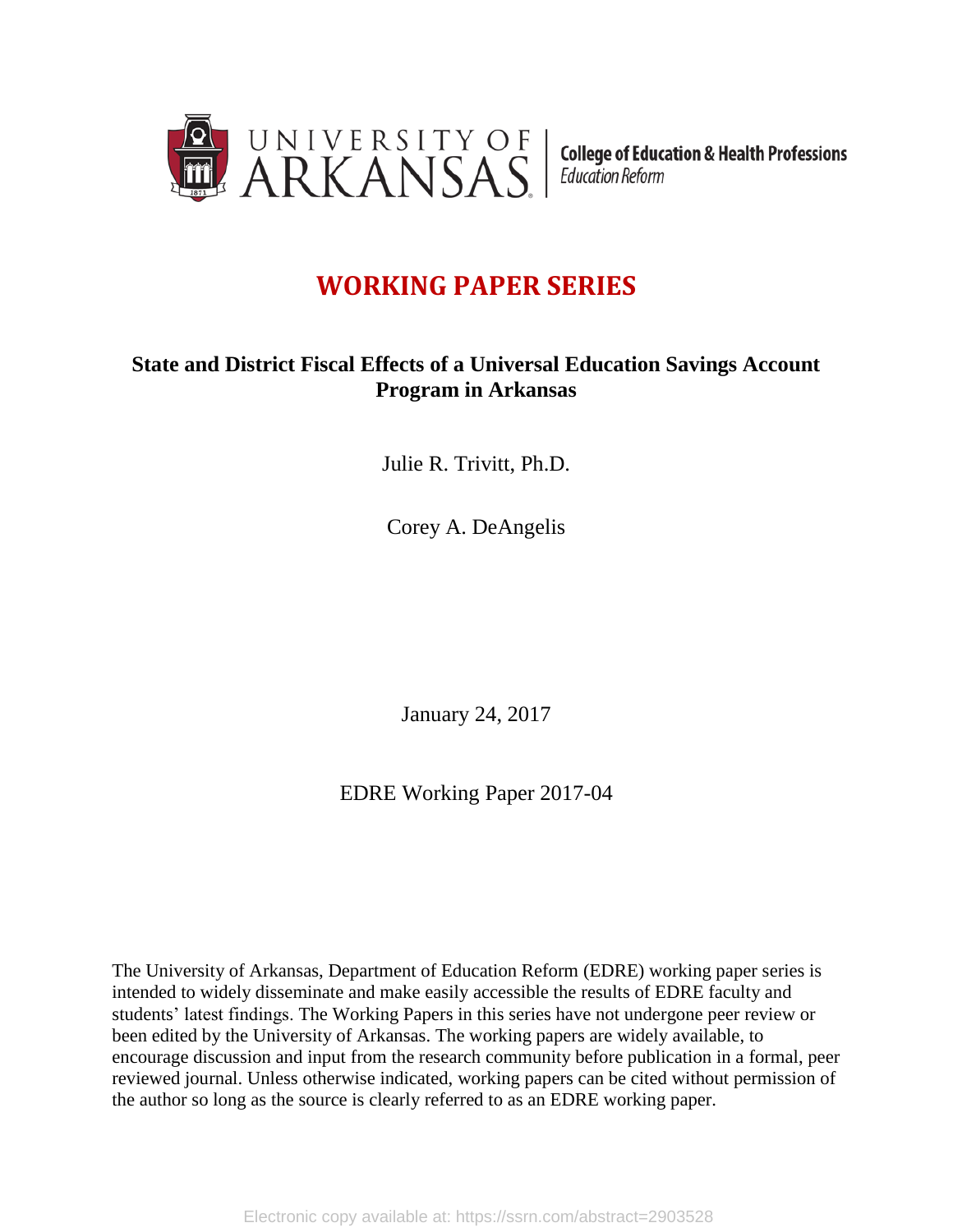# WORKING PAPER SERIES

## State and District Fiscal Effects of a Universal Education Savings Account Program in Arkansas

Julie R. Trivitt, Ph.D.

Corey A. DeAngelis

January 24, 2017

EDRE Working Paper 2017-04

The University of Arkansas, Department of Education Reform (EDRE) working paper series is intended to widely disseminate and make easily accessible the results of EDRE faculty and students' latest findings. The Working Papers in this series have not undergone peer review or been edited by the University of Arkansas. The working papers are widely available, to encourage discussion and input from the research community before publication in a formal, peer reviewed journal. Unless otherwise indicated, working papers can be cited without permission of the author so long as the source is clearly referred to as an EDRE working paper.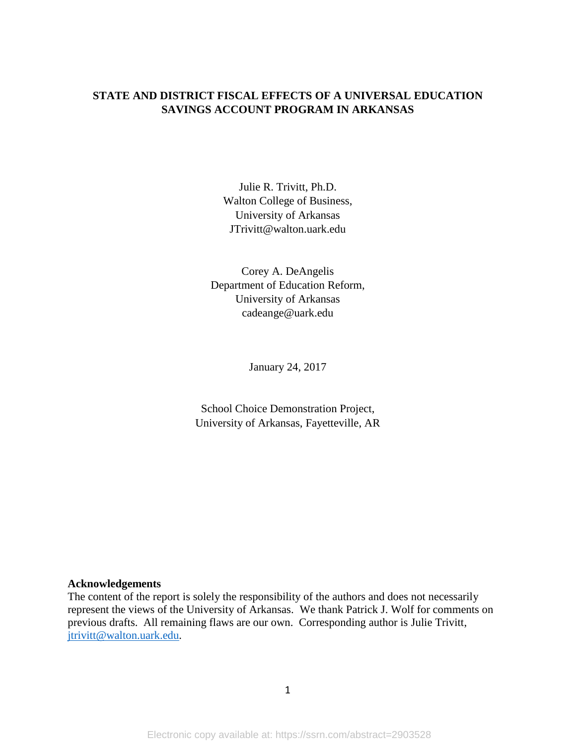# STATE AND DISTRICT FISCAL EFFECTS OF A UNIVERSAL EDUCATION SAVINGS ACCOUNT PROGRAM IN ARKANSAS

Julie R. Trivitt, Ph.D.
Walton College of Business,
University of Arkansas
JTrivitt@walton.uark.edu

Corey A. DeAngelis
Department of Education Reform,
University of Arkansas
cadeange@uark.edu

January 24, 2017

School Choice Demonstration Project,
University of Arkansas, Fayetteville, AR

**Acknowledgements**
The content of the report is solely the responsibility of the authors and does not necessarily represent the views of the University of Arkansas. We thank Patrick J. Wolf for comments on previous drafts. All remaining flaws are our own. Corresponding author is Julie Trivitt, jtrivitt@walton.uark.edu.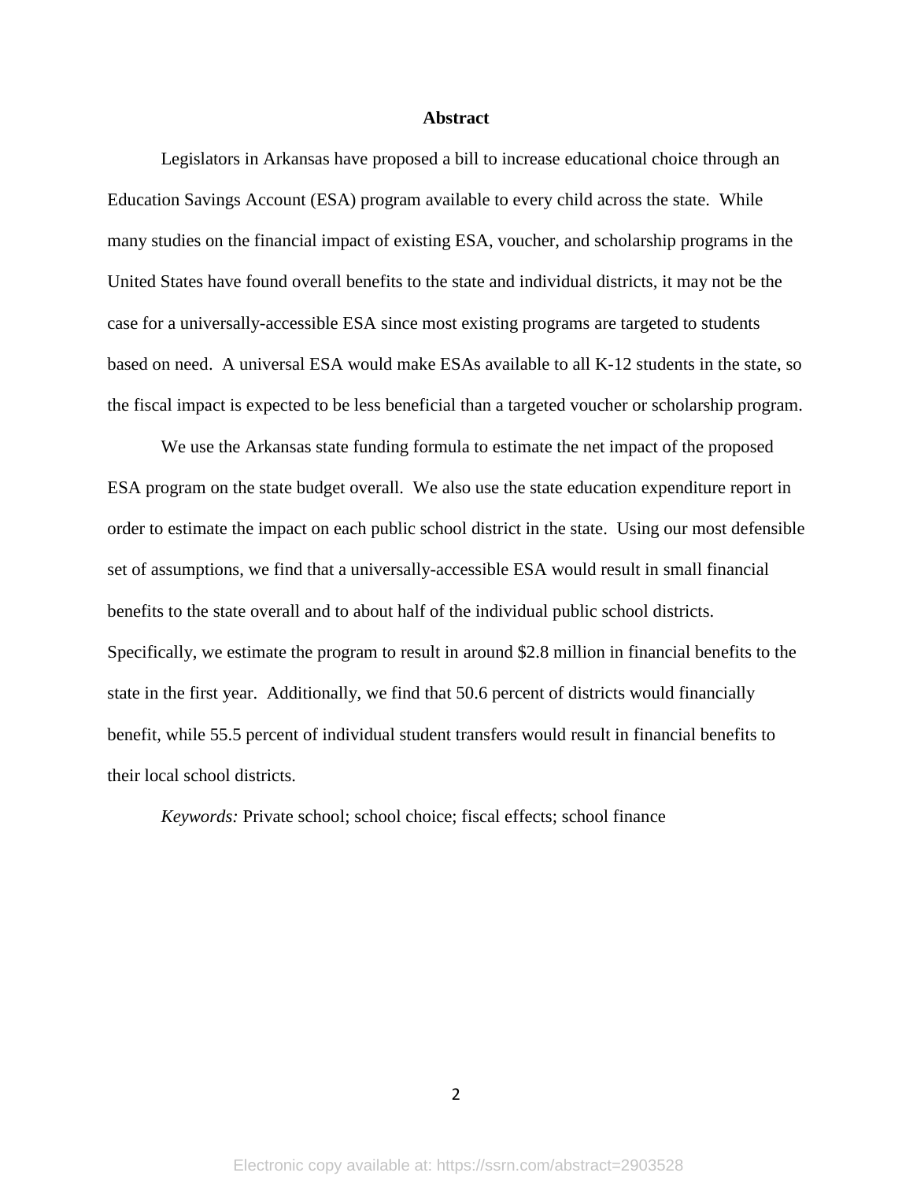## Abstract

Legislators in Arkansas have proposed a bill to increase educational choice through an Education Savings Account (ESA) program available to every child across the state. While many studies on the financial impact of existing ESA, voucher, and scholarship programs in the United States have found overall benefits to the state and individual districts, it may not be the case for a universally-accessible ESA since most existing programs are targeted to students based on need. A universal ESA would make ESAs available to all K-12 students in the state, so the fiscal impact is expected to be less beneficial than a targeted voucher or scholarship program.

We use the Arkansas state funding formula to estimate the net impact of the proposed ESA program on the state budget overall. We also use the state education expenditure report in order to estimate the impact on each public school district in the state. Using our most defensible set of assumptions, we find that a universally-accessible ESA would result in small financial benefits to the state overall and to about half of the individual public school districts. Specifically, we estimate the program to result in around $2.8 million in financial benefits to the state in the first year. Additionally, we find that 50.6 percent of districts would financially benefit, while 55.5 percent of individual student transfers would result in financial benefits to their local school districts.

*Keywords:* Private school; school choice; fiscal effects; school finance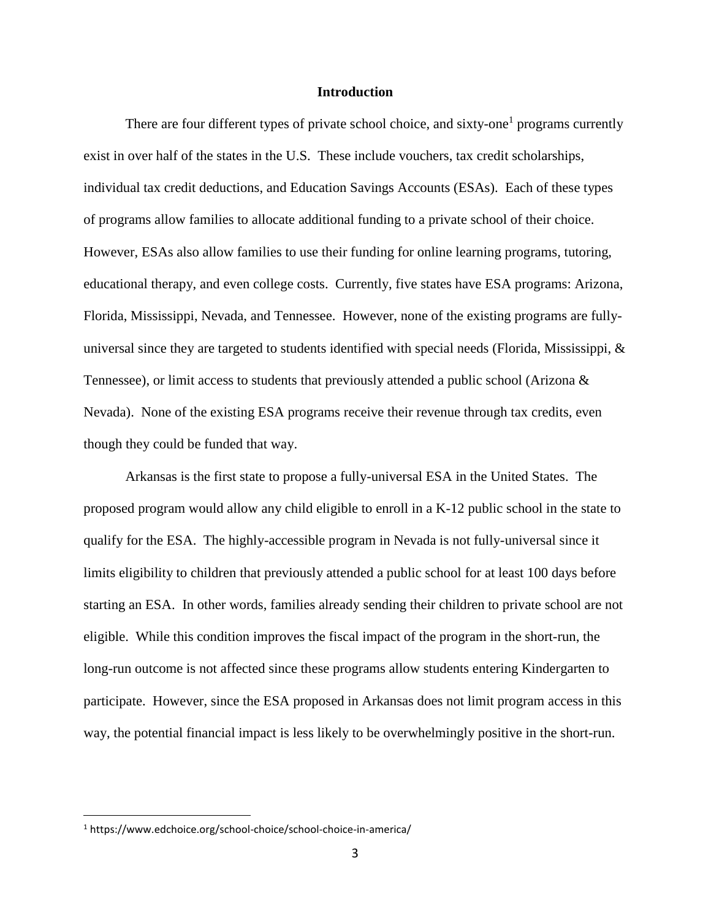## Introduction

There are four different types of private school choice, and sixty-one[1] programs currently exist in over half of the states in the U.S. These include vouchers, tax credit scholarships, individual tax credit deductions, and Education Savings Accounts (ESAs). Each of these types of programs allow families to allocate additional funding to a private school of their choice. However, ESAs also allow families to use their funding for online learning programs, tutoring, educational therapy, and even college costs. Currently, five states have ESA programs: Arizona, Florida, Mississippi, Nevada, and Tennessee. However, none of the existing programs are fully-universal since they are targeted to students identified with special needs (Florida, Mississippi, & Tennessee), or limit access to students that previously attended a public school (Arizona & Nevada). None of the existing ESA programs receive their revenue through tax credits, even though they could be funded that way.

Arkansas is the first state to propose a fully-universal ESA in the United States. The proposed program would allow any child eligible to enroll in a K-12 public school in the state to qualify for the ESA. The highly-accessible program in Nevada is not fully-universal since it limits eligibility to children that previously attended a public school for at least 100 days before starting an ESA. In other words, families already sending their children to private school are not eligible. While this condition improves the fiscal impact of the program in the short-run, the long-run outcome is not affected since these programs allow students entering Kindergarten to participate. However, since the ESA proposed in Arkansas does not limit program access in this way, the potential financial impact is less likely to be overwhelmingly positive in the short-run.

[1] https://www.edchoice.org/school-choice/school-choice-in-america/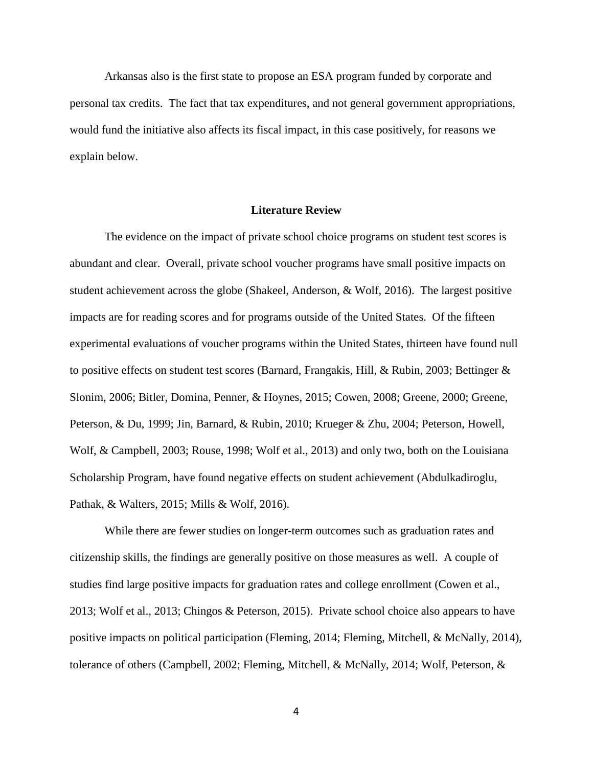Arkansas also is the first state to propose an ESA program funded by corporate and personal tax credits. The fact that tax expenditures, and not general government appropriations, would fund the initiative also affects its fiscal impact, in this case positively, for reasons we explain below.

## Literature Review

The evidence on the impact of private school choice programs on student test scores is abundant and clear. Overall, private school voucher programs have small positive impacts on student achievement across the globe (Shakeel, Anderson, & Wolf, 2016). The largest positive impacts are for reading scores and for programs outside of the United States. Of the fifteen experimental evaluations of voucher programs within the United States, thirteen have found null to positive effects on student test scores (Barnard, Frangakis, Hill, & Rubin, 2003; Bettinger & Slonim, 2006; Bitler, Domina, Penner, & Hoynes, 2015; Cowen, 2008; Greene, 2000; Greene, Peterson, & Du, 1999; Jin, Barnard, & Rubin, 2010; Krueger & Zhu, 2004; Peterson, Howell, Wolf, & Campbell, 2003; Rouse, 1998; Wolf et al., 2013) and only two, both on the Louisiana Scholarship Program, have found negative effects on student achievement (Abdulkadiroglu, Pathak, & Walters, 2015; Mills & Wolf, 2016).

While there are fewer studies on longer-term outcomes such as graduation rates and citizenship skills, the findings are generally positive on those measures as well. A couple of studies find large positive impacts for graduation rates and college enrollment (Cowen et al., 2013; Wolf et al., 2013; Chingos & Peterson, 2015). Private school choice also appears to have positive impacts on political participation (Fleming, 2014; Fleming, Mitchell, & McNally, 2014), tolerance of others (Campbell, 2002; Fleming, Mitchell, & McNally, 2014; Wolf, Peterson, &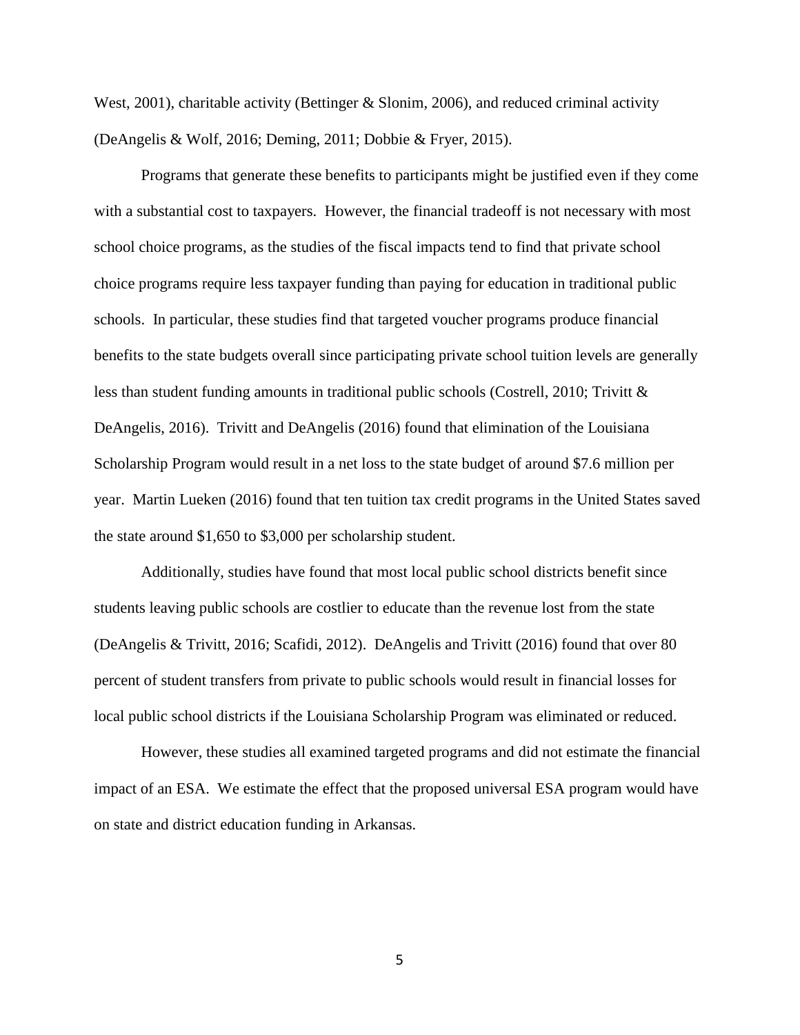West, 2001), charitable activity (Bettinger & Slonim, 2006), and reduced criminal activity (DeAngelis & Wolf, 2016; Deming, 2011; Dobbie & Fryer, 2015).

Programs that generate these benefits to participants might be justified even if they come with a substantial cost to taxpayers. However, the financial tradeoff is not necessary with most school choice programs, as the studies of the fiscal impacts tend to find that private school choice programs require less taxpayer funding than paying for education in traditional public schools. In particular, these studies find that targeted voucher programs produce financial benefits to the state budgets overall since participating private school tuition levels are generally less than student funding amounts in traditional public schools (Costrell, 2010; Trivitt & DeAngelis, 2016). Trivitt and DeAngelis (2016) found that elimination of the Louisiana Scholarship Program would result in a net loss to the state budget of around $7.6 million per year. Martin Lueken (2016) found that ten tuition tax credit programs in the United States saved the state around $1,650 to $3,000 per scholarship student.

Additionally, studies have found that most local public school districts benefit since students leaving public schools are costlier to educate than the revenue lost from the state (DeAngelis & Trivitt, 2016; Scafidi, 2012). DeAngelis and Trivitt (2016) found that over 80 percent of student transfers from private to public schools would result in financial losses for local public school districts if the Louisiana Scholarship Program was eliminated or reduced.

However, these studies all examined targeted programs and did not estimate the financial impact of an ESA. We estimate the effect that the proposed universal ESA program would have on state and district education funding in Arkansas.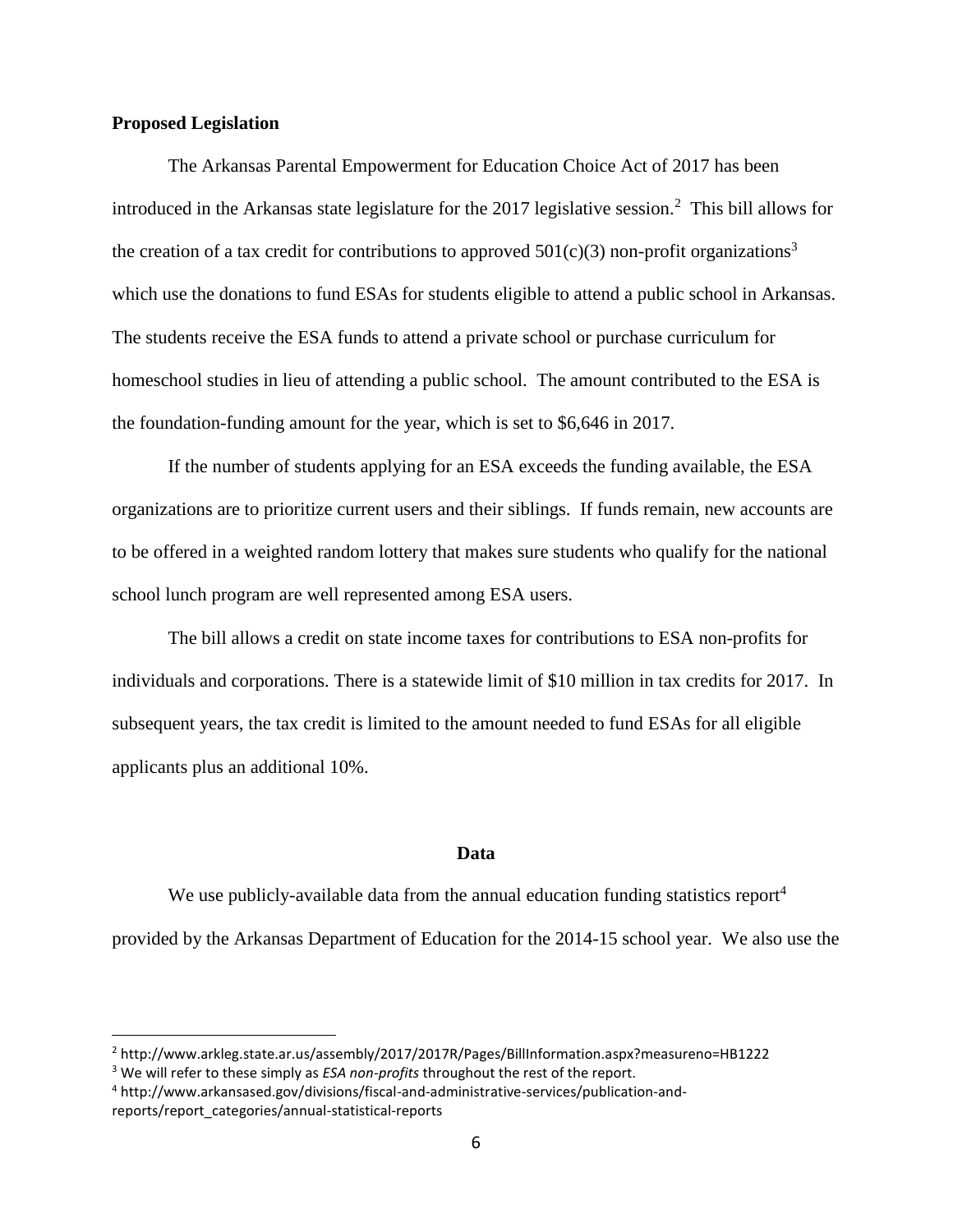**Proposed Legislation**

The Arkansas Parental Empowerment for Education Choice Act of 2017 has been introduced in the Arkansas state legislature for the 2017 legislative session.[2] This bill allows for the creation of a tax credit for contributions to approved 501(c)(3) non-profit organizations[3] which use the donations to fund ESAs for students eligible to attend a public school in Arkansas. The students receive the ESA funds to attend a private school or purchase curriculum for homeschool studies in lieu of attending a public school. The amount contributed to the ESA is the foundation-funding amount for the year, which is set to $6,646 in 2017.

If the number of students applying for an ESA exceeds the funding available, the ESA organizations are to prioritize current users and their siblings. If funds remain, new accounts are to be offered in a weighted random lottery that makes sure students who qualify for the national school lunch program are well represented among ESA users.

The bill allows a credit on state income taxes for contributions to ESA non-profits for individuals and corporations. There is a statewide limit of $10 million in tax credits for 2017. In subsequent years, the tax credit is limited to the amount needed to fund ESAs for all eligible applicants plus an additional 10%.

## Data

We use publicly-available data from the annual education funding statistics report[4] provided by the Arkansas Department of Education for the 2014-15 school year. We also use the

---

[2] http://www.arkleg.state.ar.us/assembly/2017/2017R/Pages/BillInformation.aspx?measureno=HB1222

[3] We will refer to these simply as *ESA non-profits* throughout the rest of the report.

[4] http://www.arkansased.gov/divisions/fiscal-and-administrative-services/publication-and-reports/report_categories/annual-statistical-reports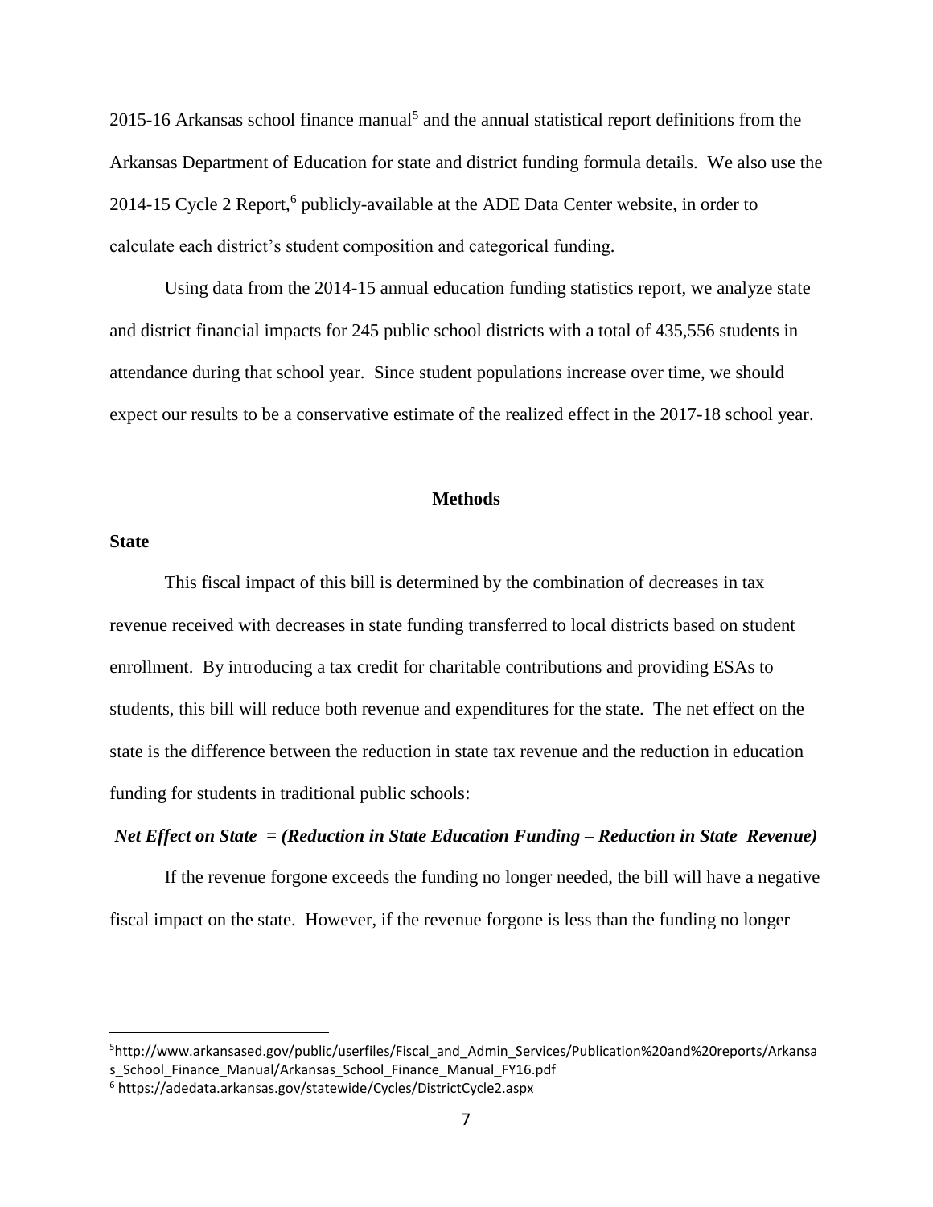2015-16 Arkansas school finance manual[5] and the annual statistical report definitions from the Arkansas Department of Education for state and district funding formula details. We also use the 2014-15 Cycle 2 Report,[6] publicly-available at the ADE Data Center website, in order to calculate each district's student composition and categorical funding.

Using data from the 2014-15 annual education funding statistics report, we analyze state and district financial impacts for 245 public school districts with a total of 435,556 students in attendance during that school year. Since student populations increase over time, we should expect our results to be a conservative estimate of the realized effect in the 2017-18 school year.

## Methods

### State

This fiscal impact of this bill is determined by the combination of decreases in tax revenue received with decreases in state funding transferred to local districts based on student enrollment. By introducing a tax credit for charitable contributions and providing ESAs to students, this bill will reduce both revenue and expenditures for the state. The net effect on the state is the difference between the reduction in state tax revenue and the reduction in education funding for students in traditional public schools:

***Net Effect on State = (Reduction in State Education Funding – Reduction in State Revenue)***

If the revenue forgone exceeds the funding no longer needed, the bill will have a negative fiscal impact on the state. However, if the revenue forgone is less than the funding no longer

---

[5] http://www.arkansased.gov/public/userfiles/Fiscal_and_Admin_Services/Publication%20and%20reports/Arkansas_School_Finance_Manual/Arkansas_School_Finance_Manual_FY16.pdf

[6] https://adedata.arkansas.gov/statewide/Cycles/DistrictCycle2.aspx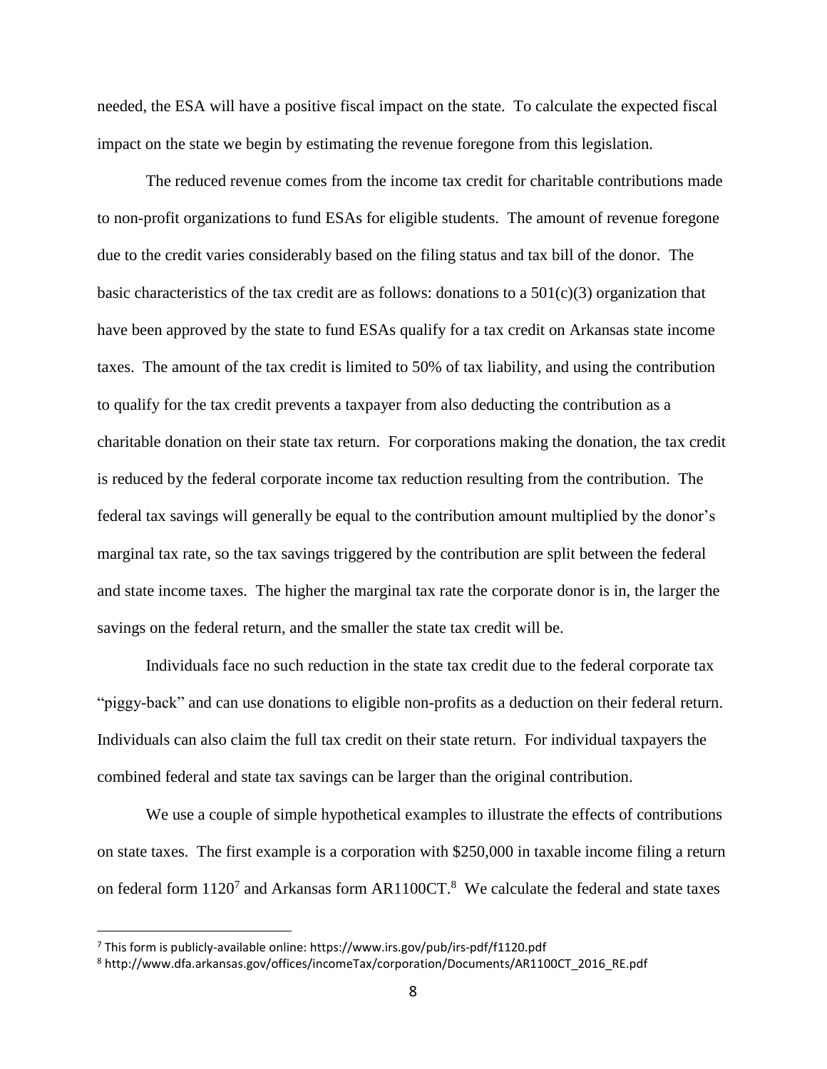needed, the ESA will have a positive fiscal impact on the state. To calculate the expected fiscal impact on the state we begin by estimating the revenue foregone from this legislation.

The reduced revenue comes from the income tax credit for charitable contributions made to non-profit organizations to fund ESAs for eligible students. The amount of revenue foregone due to the credit varies considerably based on the filing status and tax bill of the donor. The basic characteristics of the tax credit are as follows: donations to a 501(c)(3) organization that have been approved by the state to fund ESAs qualify for a tax credit on Arkansas state income taxes. The amount of the tax credit is limited to 50% of tax liability, and using the contribution to qualify for the tax credit prevents a taxpayer from also deducting the contribution as a charitable donation on their state tax return. For corporations making the donation, the tax credit is reduced by the federal corporate income tax reduction resulting from the contribution. The federal tax savings will generally be equal to the contribution amount multiplied by the donor's marginal tax rate, so the tax savings triggered by the contribution are split between the federal and state income taxes. The higher the marginal tax rate the corporate donor is in, the larger the savings on the federal return, and the smaller the state tax credit will be.

Individuals face no such reduction in the state tax credit due to the federal corporate tax "piggy-back" and can use donations to eligible non-profits as a deduction on their federal return. Individuals can also claim the full tax credit on their state return. For individual taxpayers the combined federal and state tax savings can be larger than the original contribution.

We use a couple of simple hypothetical examples to illustrate the effects of contributions on state taxes. The first example is a corporation with $250,000 in taxable income filing a return on federal form 1120[7] and Arkansas form AR1100CT.[8] We calculate the federal and state taxes

[7] This form is publicly-available online: https://www.irs.gov/pub/irs-pdf/f1120.pdf

[8] http://www.dfa.arkansas.gov/offices/incomeTax/corporation/Documents/AR1100CT_2016_RE.pdf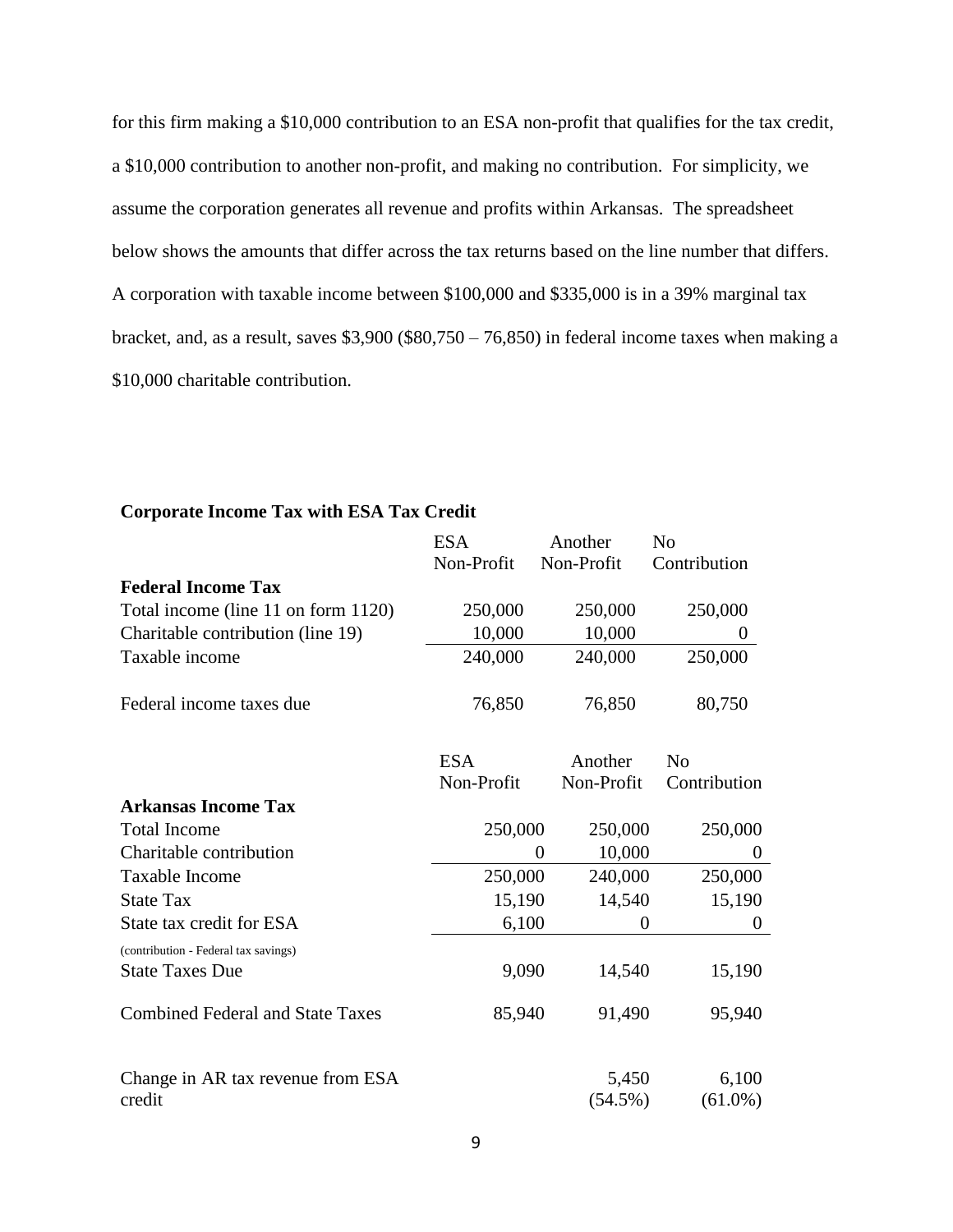for this firm making a $10,000 contribution to an ESA non-profit that qualifies for the tax credit, a $10,000 contribution to another non-profit, and making no contribution. For simplicity, we assume the corporation generates all revenue and profits within Arkansas. The spreadsheet below shows the amounts that differ across the tax returns based on the line number that differs. A corporation with taxable income between $100,000 and $335,000 is in a 39% marginal tax bracket, and, as a result, saves $3,900 ($80,750 – 76,850) in federal income taxes when making a $10,000 charitable contribution.

**Corporate Income Tax with ESA Tax Credit**

| | ESA Non-Profit | Another Non-Profit | No Contribution |
|---|---|---|---|
| **Federal Income Tax** | | | |
| Total income (line 11 on form 1120) | 250,000 | 250,000 | 250,000 |
| Charitable contribution (line 19) | 10,000 | 10,000 | 0 |
| Taxable income | 240,000 | 240,000 | 250,000 |
| Federal income taxes due | 76,850 | 76,850 | 80,750 |

| | ESA Non-Profit | Another Non-Profit | No Contribution |
|---|---|---|---|
| **Arkansas Income Tax** | | | |
| Total Income | 250,000 | 250,000 | 250,000 |
| Charitable contribution | 0 | 10,000 | 0 |
| Taxable Income | 250,000 | 240,000 | 250,000 |
| State Tax | 15,190 | 14,540 | 15,190 |
| State tax credit for ESA | 6,100 | 0 | 0 |
| (contribution - Federal tax savings) | | | |
| State Taxes Due | 9,090 | 14,540 | 15,190 |
| Combined Federal and State Taxes | 85,940 | 91,490 | 95,940 |
| Change in AR tax revenue from ESA credit | | 5,450 (54.5%) | 6,100 (61.0%) |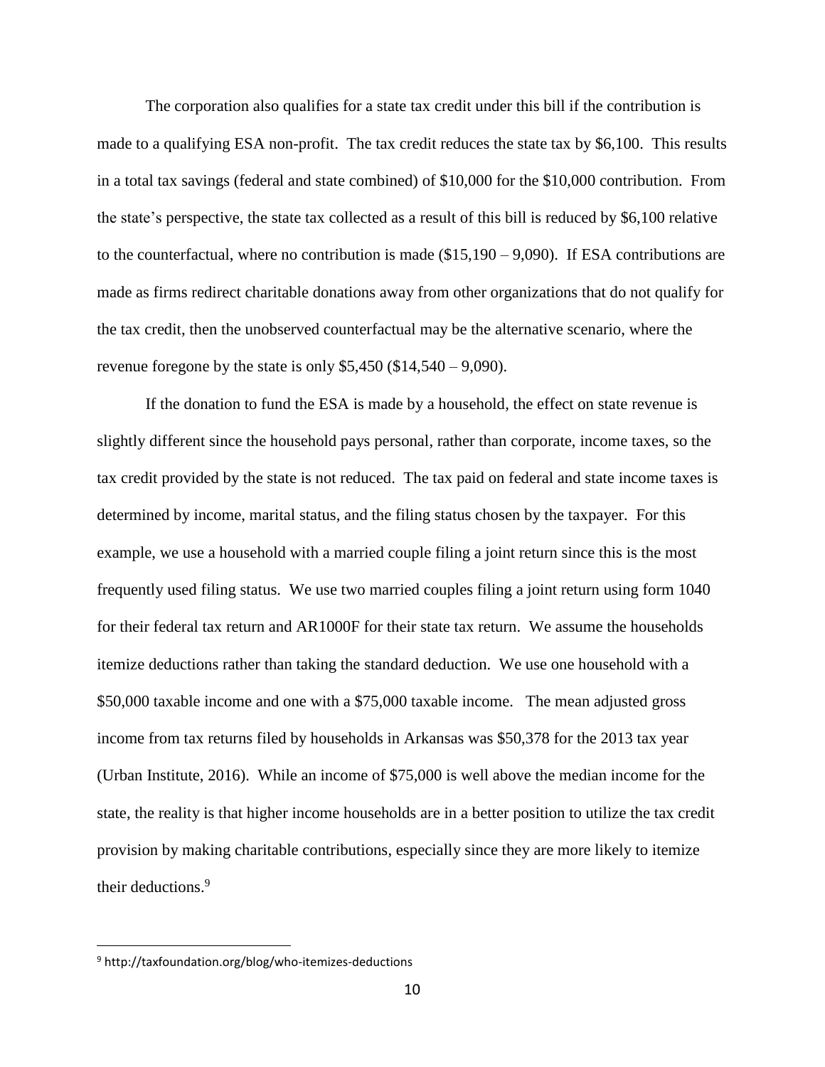The corporation also qualifies for a state tax credit under this bill if the contribution is made to a qualifying ESA non-profit. The tax credit reduces the state tax by $6,100. This results in a total tax savings (federal and state combined) of $10,000 for the $10,000 contribution. From the state's perspective, the state tax collected as a result of this bill is reduced by $6,100 relative to the counterfactual, where no contribution is made ($15,190 – 9,090). If ESA contributions are made as firms redirect charitable donations away from other organizations that do not qualify for the tax credit, then the unobserved counterfactual may be the alternative scenario, where the revenue foregone by the state is only $5,450 ($14,540 – 9,090).

If the donation to fund the ESA is made by a household, the effect on state revenue is slightly different since the household pays personal, rather than corporate, income taxes, so the tax credit provided by the state is not reduced. The tax paid on federal and state income taxes is determined by income, marital status, and the filing status chosen by the taxpayer. For this example, we use a household with a married couple filing a joint return since this is the most frequently used filing status. We use two married couples filing a joint return using form 1040 for their federal tax return and AR1000F for their state tax return. We assume the households itemize deductions rather than taking the standard deduction. We use one household with a $50,000 taxable income and one with a $75,000 taxable income. The mean adjusted gross income from tax returns filed by households in Arkansas was $50,378 for the 2013 tax year (Urban Institute, 2016). While an income of $75,000 is well above the median income for the state, the reality is that higher income households are in a better position to utilize the tax credit provision by making charitable contributions, especially since they are more likely to itemize their deductions.[9]

[9] http://taxfoundation.org/blog/who-itemizes-deductions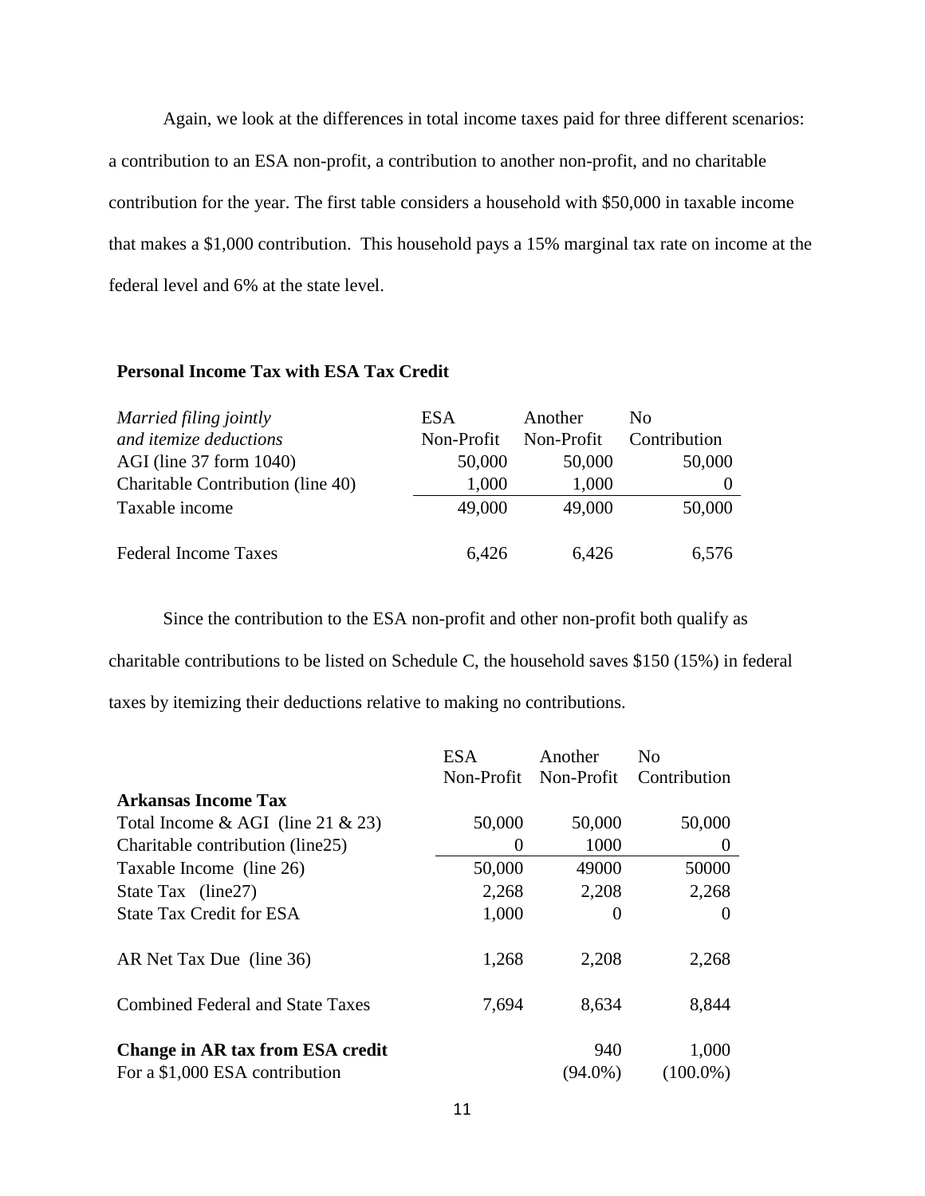Again, we look at the differences in total income taxes paid for three different scenarios: a contribution to an ESA non-profit, a contribution to another non-profit, and no charitable contribution for the year. The first table considers a household with $50,000 in taxable income that makes a $1,000 contribution. This household pays a 15% marginal tax rate on income at the federal level and 6% at the state level.

**Personal Income Tax with ESA Tax Credit**

| *Married filing jointly and itemize deductions* | ESA Non-Profit | Another Non-Profit | No Contribution |
|---|---|---|---|
| AGI (line 37 form 1040) | 50,000 | 50,000 | 50,000 |
| Charitable Contribution (line 40) | 1,000 | 1,000 | 0 |
| Taxable income | 49,000 | 49,000 | 50,000 |
| Federal Income Taxes | 6,426 | 6,426 | 6,576 |

Since the contribution to the ESA non-profit and other non-profit both qualify as charitable contributions to be listed on Schedule C, the household saves $150 (15%) in federal taxes by itemizing their deductions relative to making no contributions.

| | ESA Non-Profit | Another Non-Profit | No Contribution |
|---|---|---|---|
| **Arkansas Income Tax** | | | |
| Total Income & AGI (line 21 & 23) | 50,000 | 50,000 | 50,000 |
| Charitable contribution (line25) | 0 | 1000 | 0 |
| Taxable Income (line 26) | 50,000 | 49000 | 50000 |
| State Tax (line27) | 2,268 | 2,208 | 2,268 |
| State Tax Credit for ESA | 1,000 | 0 | 0 |
| AR Net Tax Due (line 36) | 1,268 | 2,208 | 2,268 |
| Combined Federal and State Taxes | 7,694 | 8,634 | 8,844 |
| **Change in AR tax from ESA credit** | | 940 | 1,000 |
| For a $1,000 ESA contribution | | (94.0%) | (100.0%) |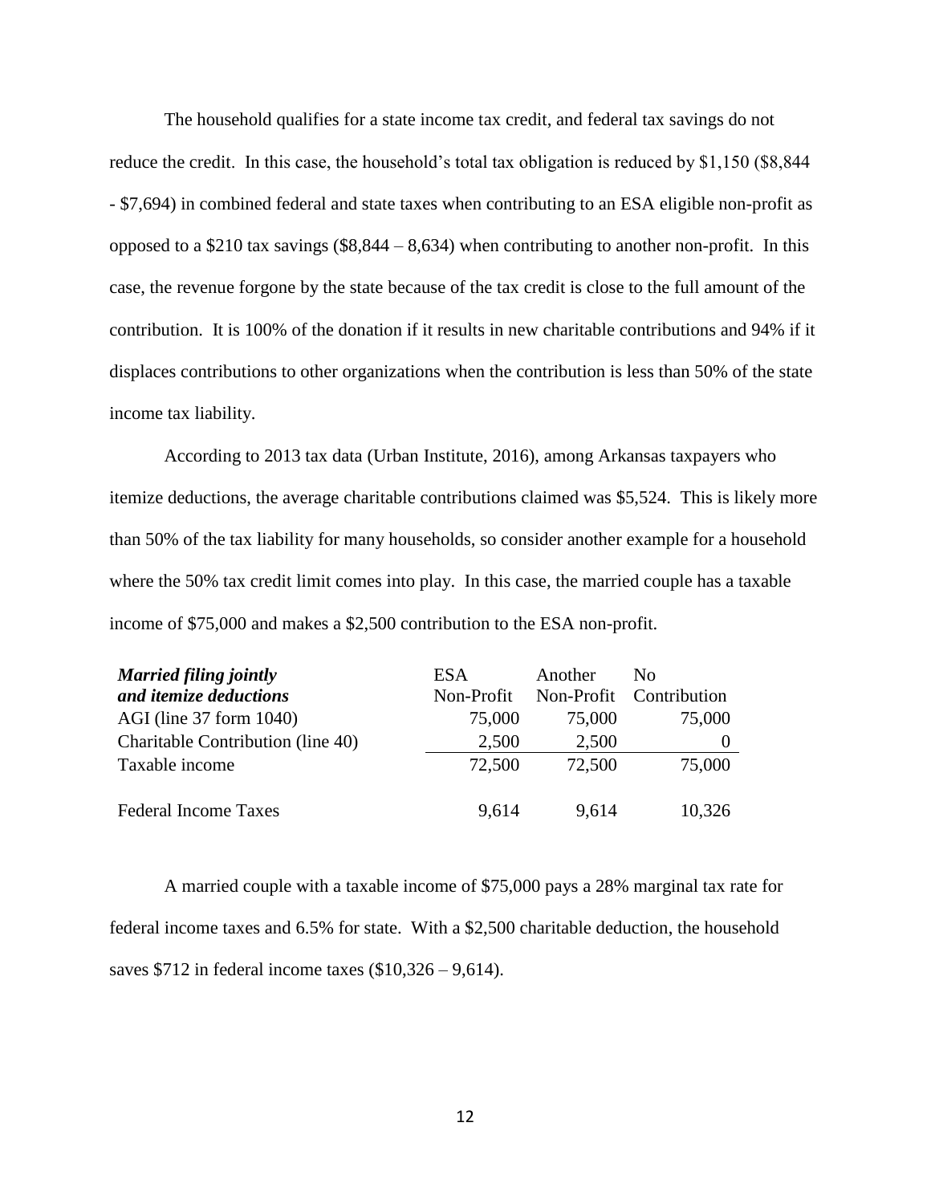The household qualifies for a state income tax credit, and federal tax savings do not reduce the credit. In this case, the household's total tax obligation is reduced by $1,150 ($8,844 - $7,694) in combined federal and state taxes when contributing to an ESA eligible non-profit as opposed to a $210 tax savings ($8,844 – 8,634) when contributing to another non-profit. In this case, the revenue forgone by the state because of the tax credit is close to the full amount of the contribution. It is 100% of the donation if it results in new charitable contributions and 94% if it displaces contributions to other organizations when the contribution is less than 50% of the state income tax liability.

According to 2013 tax data (Urban Institute, 2016), among Arkansas taxpayers who itemize deductions, the average charitable contributions claimed was $5,524. This is likely more than 50% of the tax liability for many households, so consider another example for a household where the 50% tax credit limit comes into play. In this case, the married couple has a taxable income of $75,000 and makes a $2,500 contribution to the ESA non-profit.

| ***Married filing jointly and itemize deductions*** | ESA Non-Profit | Another Non-Profit | No Contribution |
|---|---|---|---|
| AGI (line 37 form 1040) | 75,000 | 75,000 | 75,000 |
| Charitable Contribution (line 40) | 2,500 | 2,500 | 0 |
| Taxable income | 72,500 | 72,500 | 75,000 |
| Federal Income Taxes | 9,614 | 9,614 | 10,326 |

A married couple with a taxable income of $75,000 pays a 28% marginal tax rate for federal income taxes and 6.5% for state. With a $2,500 charitable deduction, the household saves $712 in federal income taxes ($10,326 – 9,614).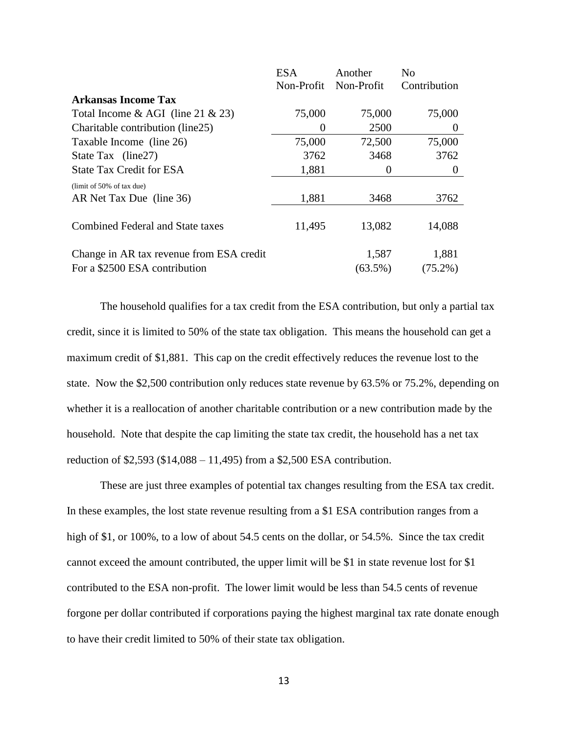| | ESA Non-Profit | Another Non-Profit | No Contribution |
|---|---|---|---|
| **Arkansas Income Tax** | | | |
| Total Income & AGI (line 21 & 23) | 75,000 | 75,000 | 75,000 |
| Charitable contribution (line25) | 0 | 2500 | 0 |
| Taxable Income (line 26) | 75,000 | 72,500 | 75,000 |
| State Tax (line27) | 3762 | 3468 | 3762 |
| State Tax Credit for ESA (limit of 50% of tax due) | 1,881 | 0 | 0 |
| AR Net Tax Due (line 36) | 1,881 | 3468 | 3762 |
| Combined Federal and State taxes | 11,495 | 13,082 | 14,088 |
| Change in AR tax revenue from ESA credit For a $2500 ESA contribution | | 1,587 (63.5%) | 1,881 (75.2%) |

The household qualifies for a tax credit from the ESA contribution, but only a partial tax credit, since it is limited to 50% of the state tax obligation. This means the household can get a maximum credit of $1,881. This cap on the credit effectively reduces the revenue lost to the state. Now the $2,500 contribution only reduces state revenue by 63.5% or 75.2%, depending on whether it is a reallocation of another charitable contribution or a new contribution made by the household. Note that despite the cap limiting the state tax credit, the household has a net tax reduction of $2,593 ($14,088 – 11,495) from a $2,500 ESA contribution.

These are just three examples of potential tax changes resulting from the ESA tax credit. In these examples, the lost state revenue resulting from a $1 ESA contribution ranges from a high of $1, or 100%, to a low of about 54.5 cents on the dollar, or 54.5%. Since the tax credit cannot exceed the amount contributed, the upper limit will be $1 in state revenue lost for $1 contributed to the ESA non-profit. The lower limit would be less than 54.5 cents of revenue forgone per dollar contributed if corporations paying the highest marginal tax rate donate enough to have their credit limited to 50% of their state tax obligation.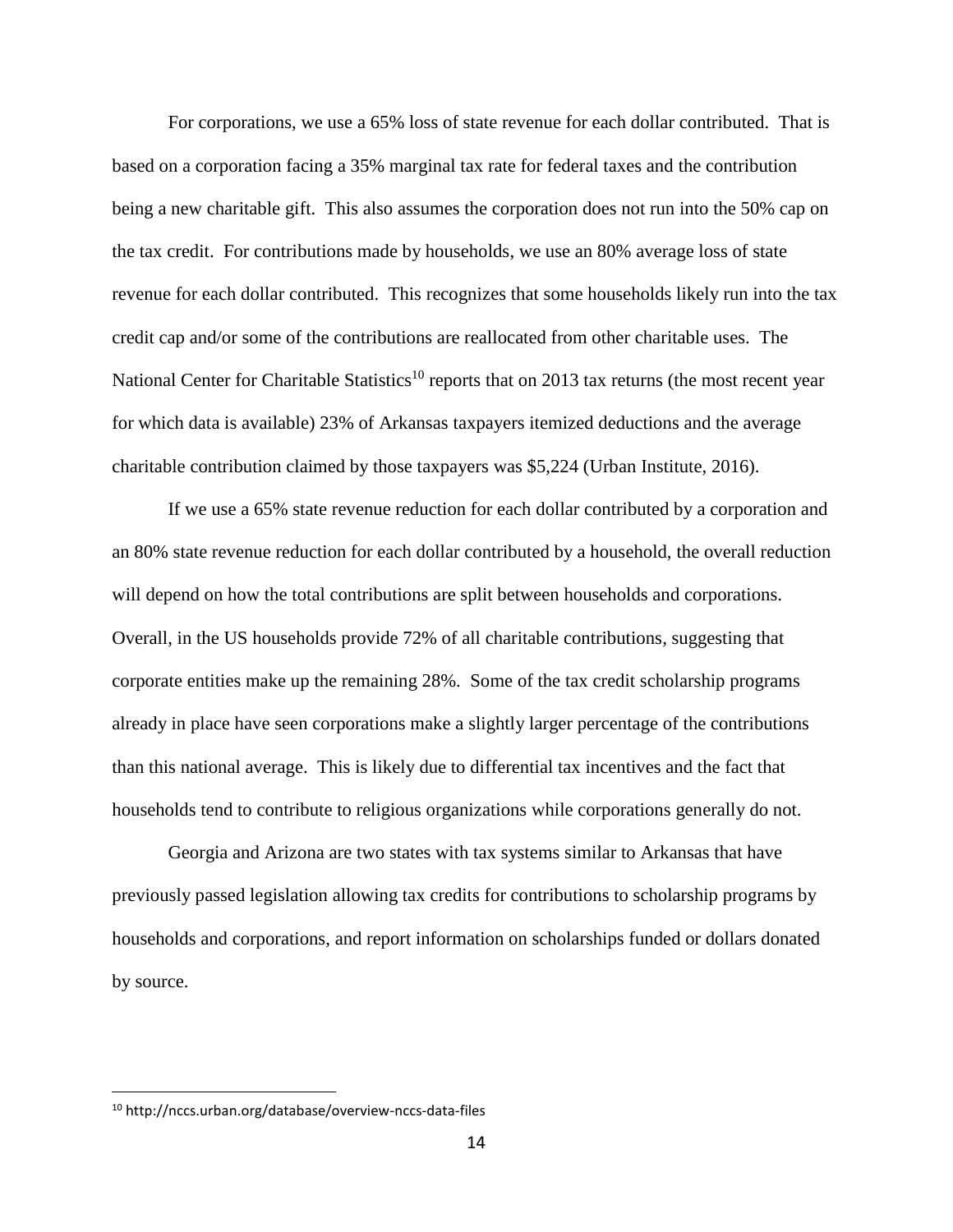For corporations, we use a 65% loss of state revenue for each dollar contributed. That is based on a corporation facing a 35% marginal tax rate for federal taxes and the contribution being a new charitable gift. This also assumes the corporation does not run into the 50% cap on the tax credit. For contributions made by households, we use an 80% average loss of state revenue for each dollar contributed. This recognizes that some households likely run into the tax credit cap and/or some of the contributions are reallocated from other charitable uses. The National Center for Charitable Statistics[10] reports that on 2013 tax returns (the most recent year for which data is available) 23% of Arkansas taxpayers itemized deductions and the average charitable contribution claimed by those taxpayers was $5,224 (Urban Institute, 2016).

If we use a 65% state revenue reduction for each dollar contributed by a corporation and an 80% state revenue reduction for each dollar contributed by a household, the overall reduction will depend on how the total contributions are split between households and corporations. Overall, in the US households provide 72% of all charitable contributions, suggesting that corporate entities make up the remaining 28%. Some of the tax credit scholarship programs already in place have seen corporations make a slightly larger percentage of the contributions than this national average. This is likely due to differential tax incentives and the fact that households tend to contribute to religious organizations while corporations generally do not.

Georgia and Arizona are two states with tax systems similar to Arkansas that have previously passed legislation allowing tax credits for contributions to scholarship programs by households and corporations, and report information on scholarships funded or dollars donated by source.

---

[10] http://nccs.urban.org/database/overview-nccs-data-files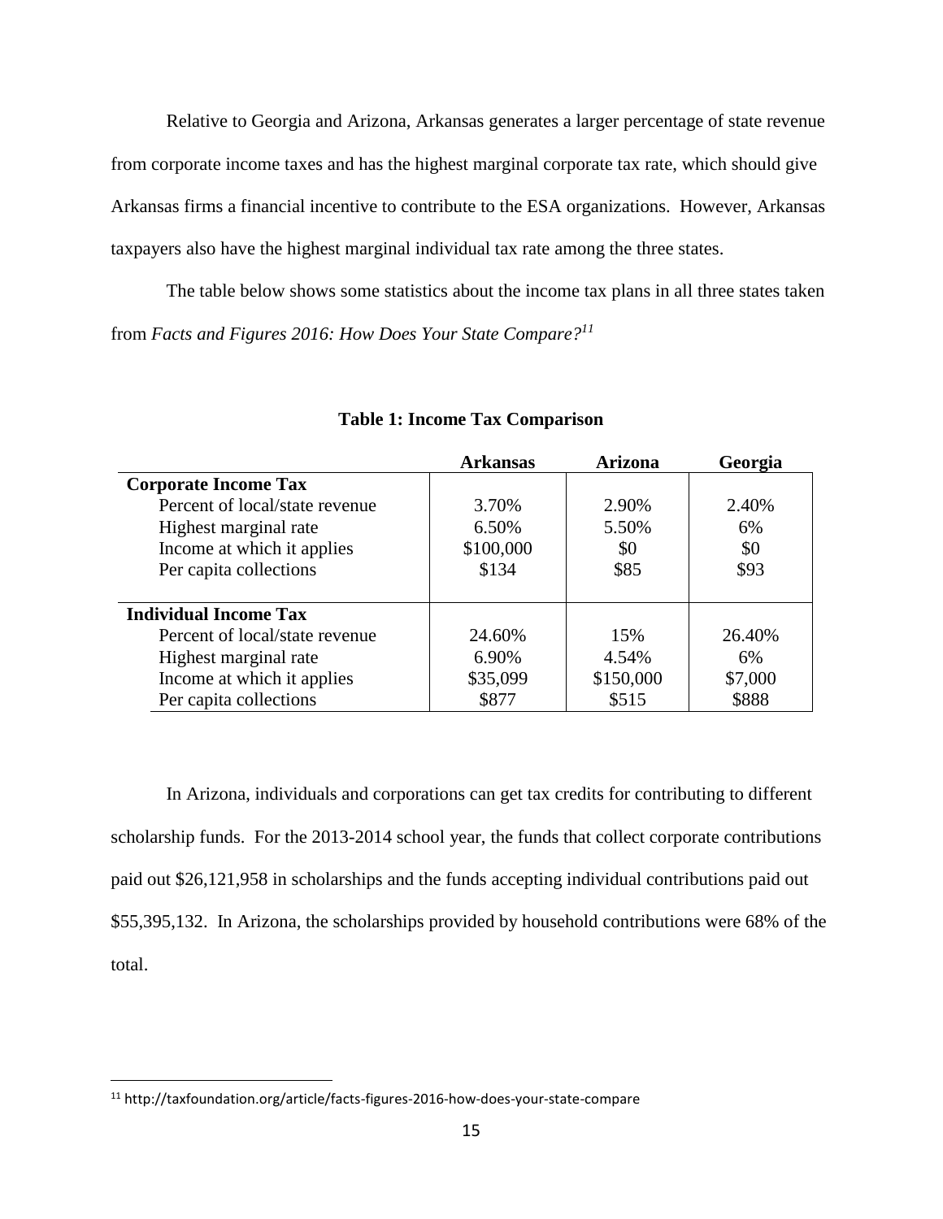Relative to Georgia and Arizona, Arkansas generates a larger percentage of state revenue from corporate income taxes and has the highest marginal corporate tax rate, which should give Arkansas firms a financial incentive to contribute to the ESA organizations. However, Arkansas taxpayers also have the highest marginal individual tax rate among the three states.

The table below shows some statistics about the income tax plans in all three states taken from *Facts and Figures 2016: How Does Your State Compare?*[11]

**Table 1: Income Tax Comparison**

| | Arkansas | Arizona | Georgia |
|---|---|---|---|
| **Corporate Income Tax** | | | |
| Percent of local/state revenue | 3.70% | 2.90% | 2.40% |
| Highest marginal rate | 6.50% | 5.50% | 6% |
| Income at which it applies | $100,000 | $0 | $0 |
| Per capita collections | $134 | $85 | $93 |
| **Individual Income Tax** | | | |
| Percent of local/state revenue | 24.60% | 15% | 26.40% |
| Highest marginal rate | 6.90% | 4.54% | 6% |
| Income at which it applies | $35,099 | $150,000 | $7,000 |
| Per capita collections | $877 | $515 | $888 |

In Arizona, individuals and corporations can get tax credits for contributing to different scholarship funds. For the 2013-2014 school year, the funds that collect corporate contributions paid out $26,121,958 in scholarships and the funds accepting individual contributions paid out $55,395,132. In Arizona, the scholarships provided by household contributions were 68% of the total.

---

[11] http://taxfoundation.org/article/facts-figures-2016-how-does-your-state-compare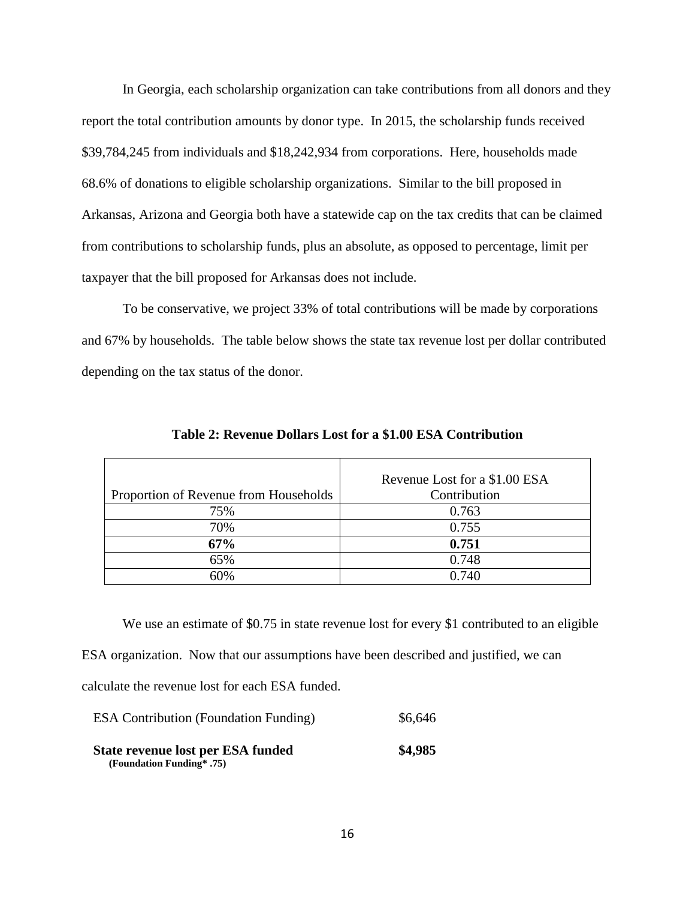In Georgia, each scholarship organization can take contributions from all donors and they report the total contribution amounts by donor type. In 2015, the scholarship funds received \$39,784,245 from individuals and \$18,242,934 from corporations. Here, households made 68.6% of donations to eligible scholarship organizations. Similar to the bill proposed in Arkansas, Arizona and Georgia both have a statewide cap on the tax credits that can be claimed from contributions to scholarship funds, plus an absolute, as opposed to percentage, limit per taxpayer that the bill proposed for Arkansas does not include.

To be conservative, we project 33% of total contributions will be made by corporations and 67% by households. The table below shows the state tax revenue lost per dollar contributed depending on the tax status of the donor.

**Table 2: Revenue Dollars Lost for a \$1.00 ESA Contribution**

| Proportion of Revenue from Households | Revenue Lost for a \$1.00 ESA Contribution |
|---|---|
| 75% | 0.763 |
| 70% | 0.755 |
| **67%** | **0.751** |
| 65% | 0.748 |
| 60% | 0.740 |

We use an estimate of \$0.75 in state revenue lost for every \$1 contributed to an eligible ESA organization. Now that our assumptions have been described and justified, we can calculate the revenue lost for each ESA funded.

| | |
|---|---|
| ESA Contribution (Foundation Funding) | \$6,646 |
| **State revenue lost per ESA funded** **(Foundation Funding* .75)** | **\$4,985** |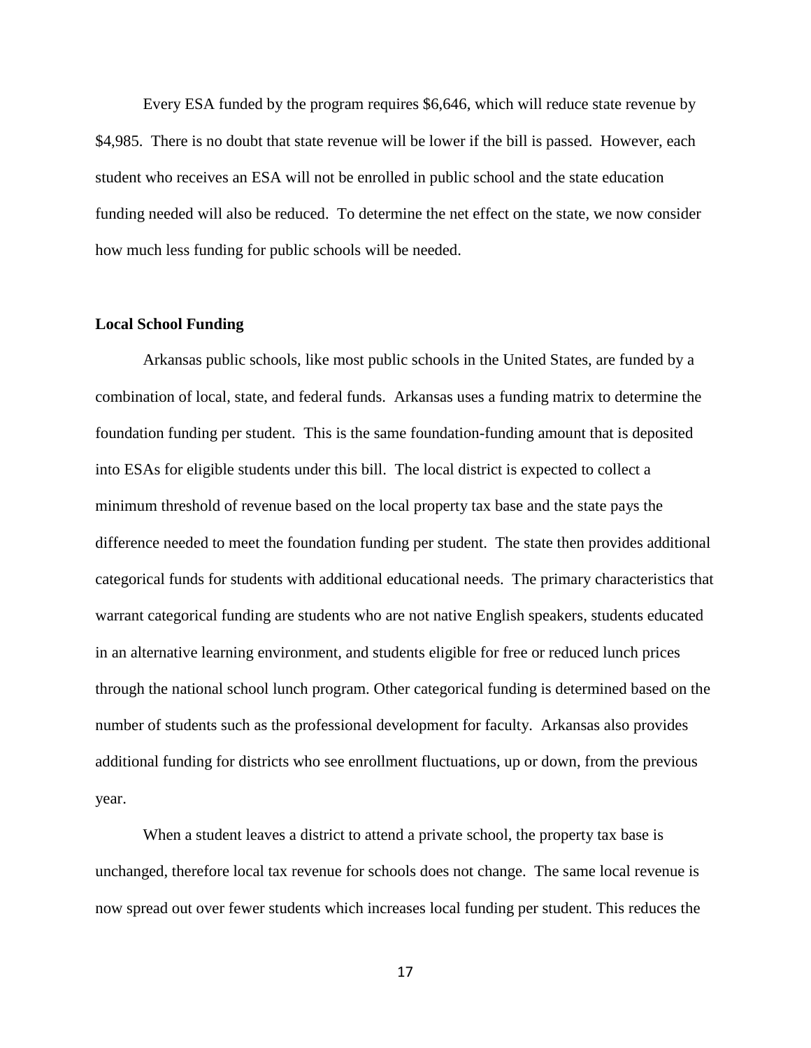Every ESA funded by the program requires $6,646, which will reduce state revenue by $4,985. There is no doubt that state revenue will be lower if the bill is passed. However, each student who receives an ESA will not be enrolled in public school and the state education funding needed will also be reduced. To determine the net effect on the state, we now consider how much less funding for public schools will be needed.

**Local School Funding**

Arkansas public schools, like most public schools in the United States, are funded by a combination of local, state, and federal funds. Arkansas uses a funding matrix to determine the foundation funding per student. This is the same foundation-funding amount that is deposited into ESAs for eligible students under this bill. The local district is expected to collect a minimum threshold of revenue based on the local property tax base and the state pays the difference needed to meet the foundation funding per student. The state then provides additional categorical funds for students with additional educational needs. The primary characteristics that warrant categorical funding are students who are not native English speakers, students educated in an alternative learning environment, and students eligible for free or reduced lunch prices through the national school lunch program. Other categorical funding is determined based on the number of students such as the professional development for faculty. Arkansas also provides additional funding for districts who see enrollment fluctuations, up or down, from the previous year.

When a student leaves a district to attend a private school, the property tax base is unchanged, therefore local tax revenue for schools does not change. The same local revenue is now spread out over fewer students which increases local funding per student. This reduces the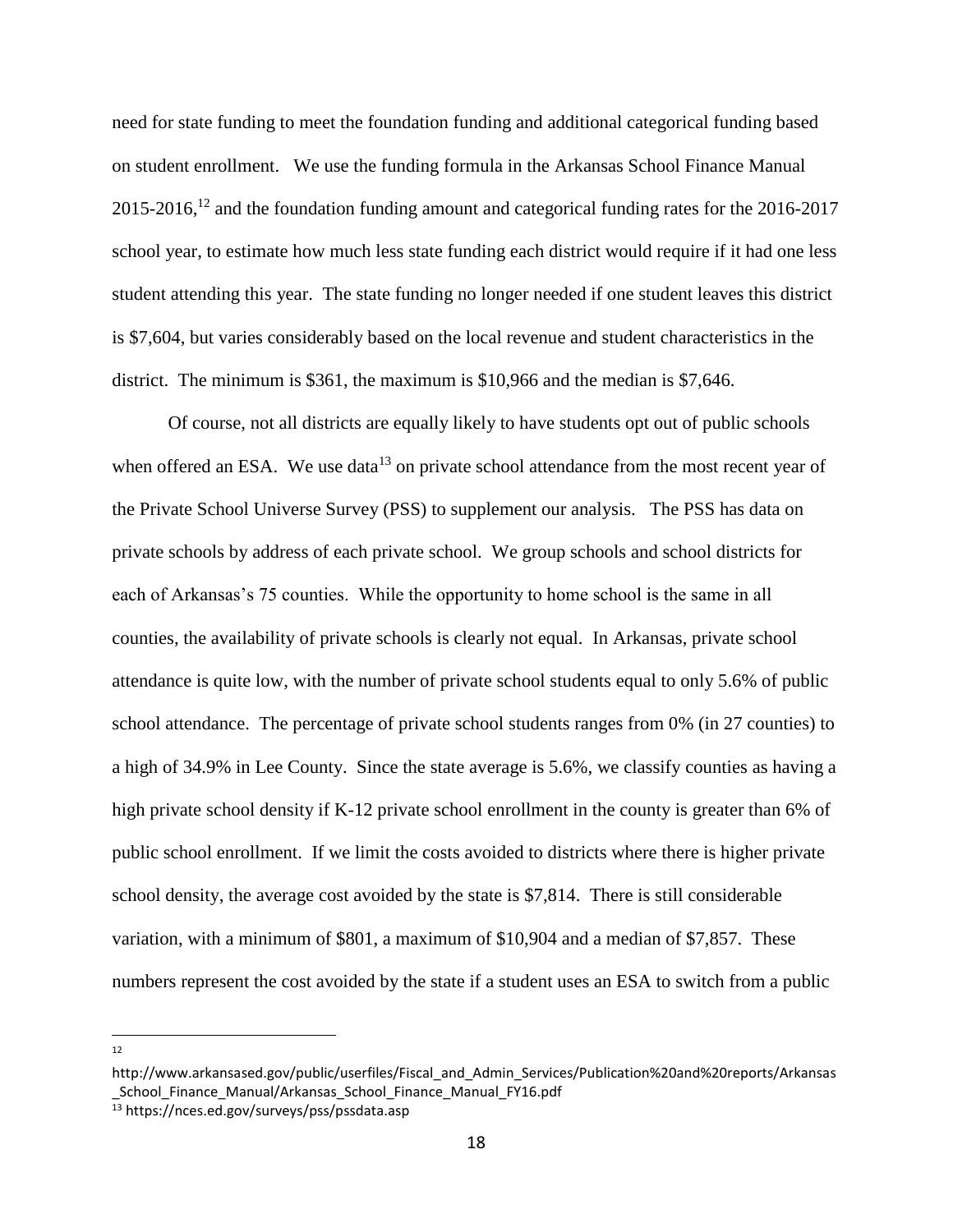need for state funding to meet the foundation funding and additional categorical funding based on student enrollment. We use the funding formula in the Arkansas School Finance Manual 2015-2016,[12] and the foundation funding amount and categorical funding rates for the 2016-2017 school year, to estimate how much less state funding each district would require if it had one less student attending this year. The state funding no longer needed if one student leaves this district is $7,604, but varies considerably based on the local revenue and student characteristics in the district. The minimum is $361, the maximum is $10,966 and the median is $7,646.

Of course, not all districts are equally likely to have students opt out of public schools when offered an ESA. We use data[13] on private school attendance from the most recent year of the Private School Universe Survey (PSS) to supplement our analysis. The PSS has data on private schools by address of each private school. We group schools and school districts for each of Arkansas's 75 counties. While the opportunity to home school is the same in all counties, the availability of private schools is clearly not equal. In Arkansas, private school attendance is quite low, with the number of private school students equal to only 5.6% of public school attendance. The percentage of private school students ranges from 0% (in 27 counties) to a high of 34.9% in Lee County. Since the state average is 5.6%, we classify counties as having a high private school density if K-12 private school enrollment in the county is greater than 6% of public school enrollment. If we limit the costs avoided to districts where there is higher private school density, the average cost avoided by the state is $7,814. There is still considerable variation, with a minimum of $801, a maximum of $10,904 and a median of $7,857. These numbers represent the cost avoided by the state if a student uses an ESA to switch from a public

---

[12] http://www.arkansased.gov/public/userfiles/Fiscal_and_Admin_Services/Publication%20and%20reports/Arkansas_School_Finance_Manual/Arkansas_School_Finance_Manual_FY16.pdf

[13] https://nces.ed.gov/surveys/pss/pssdata.asp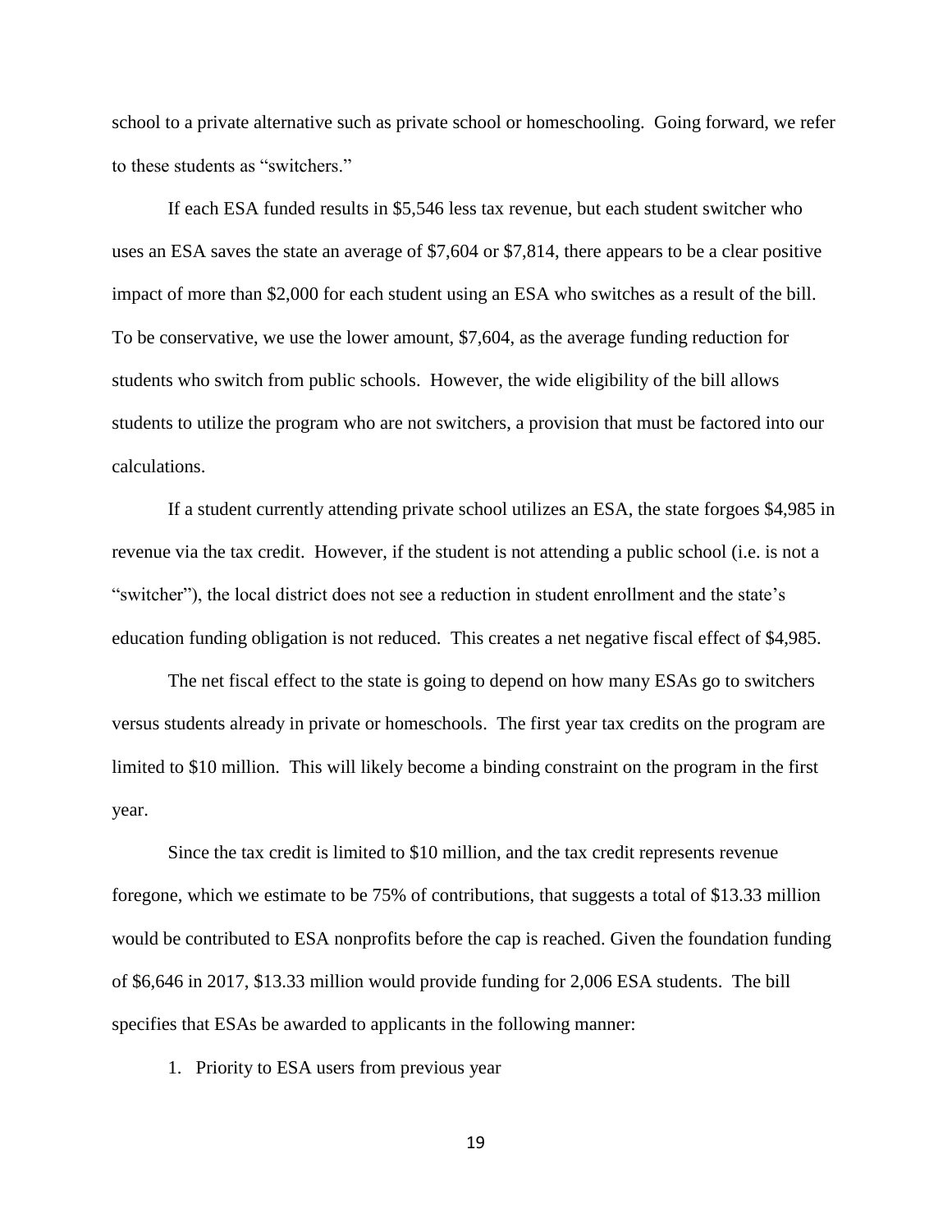school to a private alternative such as private school or homeschooling. Going forward, we refer to these students as "switchers."

If each ESA funded results in $5,546 less tax revenue, but each student switcher who uses an ESA saves the state an average of $7,604 or $7,814, there appears to be a clear positive impact of more than $2,000 for each student using an ESA who switches as a result of the bill. To be conservative, we use the lower amount, $7,604, as the average funding reduction for students who switch from public schools. However, the wide eligibility of the bill allows students to utilize the program who are not switchers, a provision that must be factored into our calculations.

If a student currently attending private school utilizes an ESA, the state forgoes $4,985 in revenue via the tax credit. However, if the student is not attending a public school (i.e. is not a "switcher"), the local district does not see a reduction in student enrollment and the state's education funding obligation is not reduced. This creates a net negative fiscal effect of $4,985.

The net fiscal effect to the state is going to depend on how many ESAs go to switchers versus students already in private or homeschools. The first year tax credits on the program are limited to $10 million. This will likely become a binding constraint on the program in the first year.

Since the tax credit is limited to $10 million, and the tax credit represents revenue foregone, which we estimate to be 75% of contributions, that suggests a total of $13.33 million would be contributed to ESA nonprofits before the cap is reached. Given the foundation funding of $6,646 in 2017, $13.33 million would provide funding for 2,006 ESA students. The bill specifies that ESAs be awarded to applicants in the following manner:

1. Priority to ESA users from previous year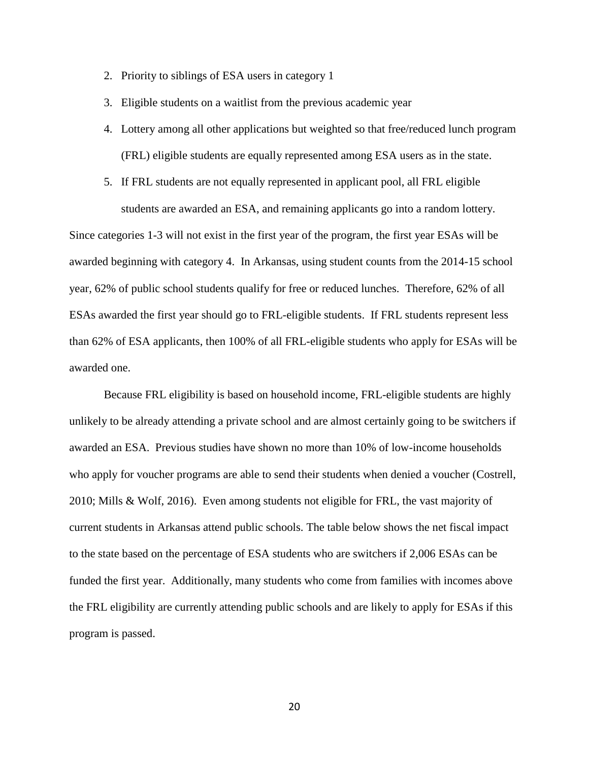2. Priority to siblings of ESA users in category 1
3. Eligible students on a waitlist from the previous academic year
4. Lottery among all other applications but weighted so that free/reduced lunch program (FRL) eligible students are equally represented among ESA users as in the state.
5. If FRL students are not equally represented in applicant pool, all FRL eligible students are awarded an ESA, and remaining applicants go into a random lottery.

Since categories 1-3 will not exist in the first year of the program, the first year ESAs will be awarded beginning with category 4. In Arkansas, using student counts from the 2014-15 school year, 62% of public school students qualify for free or reduced lunches. Therefore, 62% of all ESAs awarded the first year should go to FRL-eligible students. If FRL students represent less than 62% of ESA applicants, then 100% of all FRL-eligible students who apply for ESAs will be awarded one.

Because FRL eligibility is based on household income, FRL-eligible students are highly unlikely to be already attending a private school and are almost certainly going to be switchers if awarded an ESA. Previous studies have shown no more than 10% of low-income households who apply for voucher programs are able to send their students when denied a voucher (Costrell, 2010; Mills & Wolf, 2016). Even among students not eligible for FRL, the vast majority of current students in Arkansas attend public schools. The table below shows the net fiscal impact to the state based on the percentage of ESA students who are switchers if 2,006 ESAs can be funded the first year. Additionally, many students who come from families with incomes above the FRL eligibility are currently attending public schools and are likely to apply for ESAs if this program is passed.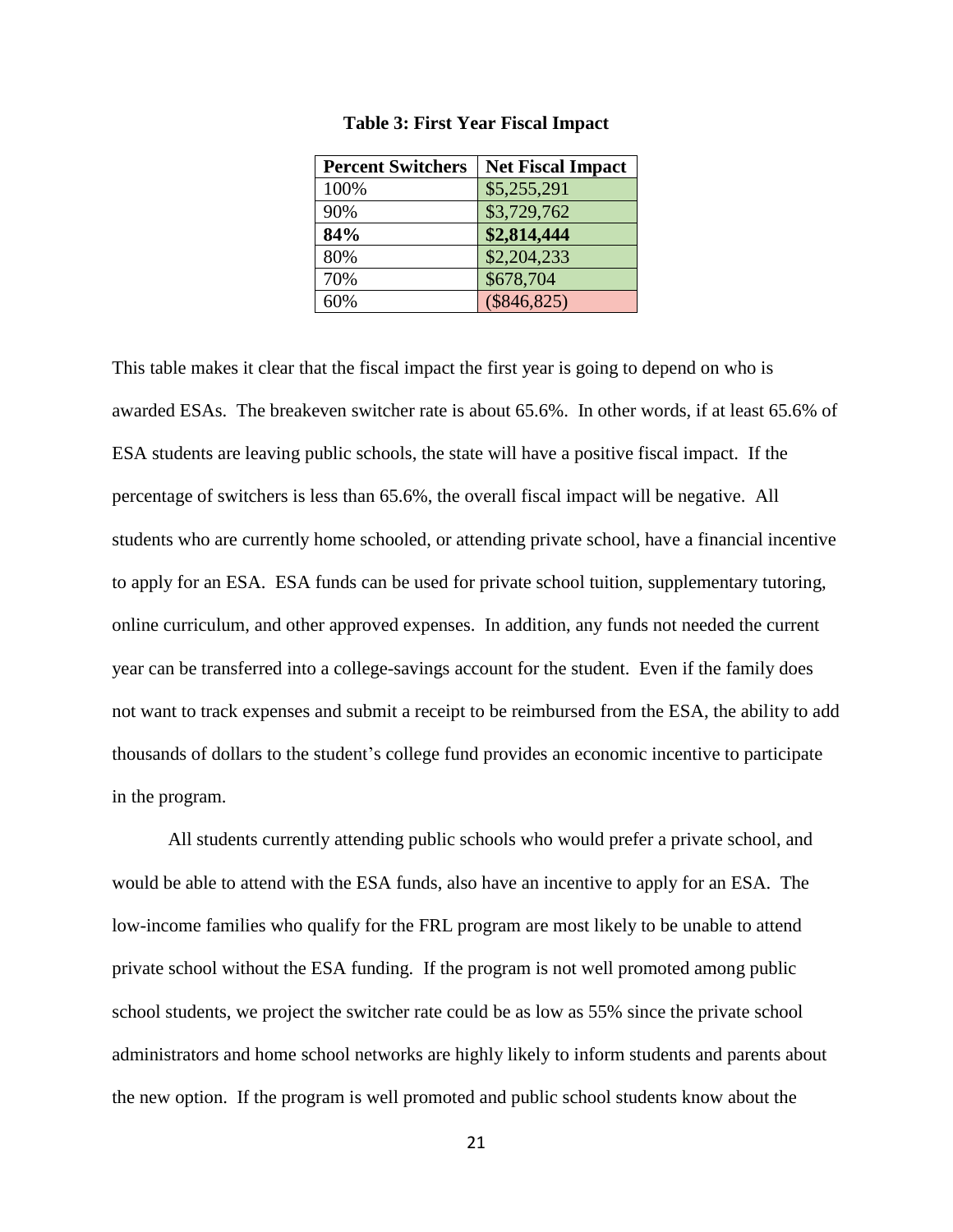**Table 3: First Year Fiscal Impact**

| Percent Switchers | Net Fiscal Impact |
|---|---|
| 100% | $5,255,291 |
| 90% | $3,729,762 |
| **84%** | **$2,814,444** |
| 80% | $2,204,233 |
| 70% | $678,704 |
| 60% | ($846,825) |

This table makes it clear that the fiscal impact the first year is going to depend on who is awarded ESAs. The breakeven switcher rate is about 65.6%. In other words, if at least 65.6% of ESA students are leaving public schools, the state will have a positive fiscal impact. If the percentage of switchers is less than 65.6%, the overall fiscal impact will be negative. All students who are currently home schooled, or attending private school, have a financial incentive to apply for an ESA. ESA funds can be used for private school tuition, supplementary tutoring, online curriculum, and other approved expenses. In addition, any funds not needed the current year can be transferred into a college-savings account for the student. Even if the family does not want to track expenses and submit a receipt to be reimbursed from the ESA, the ability to add thousands of dollars to the student's college fund provides an economic incentive to participate in the program.

All students currently attending public schools who would prefer a private school, and would be able to attend with the ESA funds, also have an incentive to apply for an ESA. The low-income families who qualify for the FRL program are most likely to be unable to attend private school without the ESA funding. If the program is not well promoted among public school students, we project the switcher rate could be as low as 55% since the private school administrators and home school networks are highly likely to inform students and parents about the new option. If the program is well promoted and public school students know about the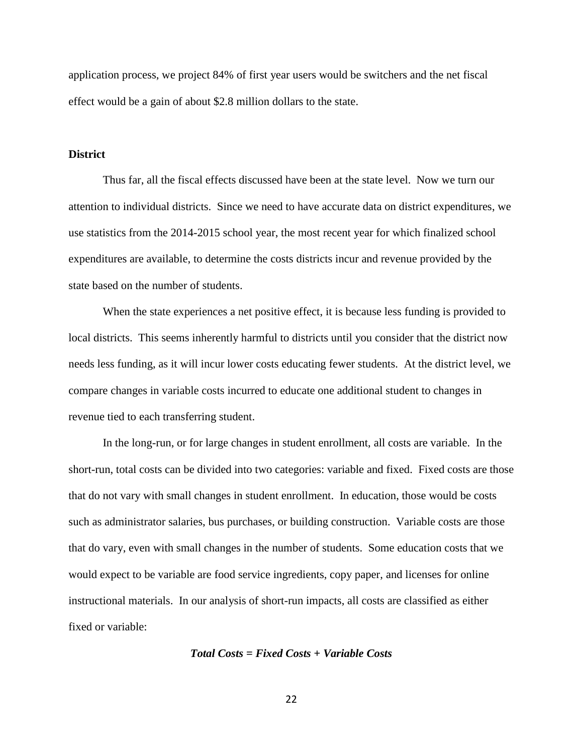application process, we project 84% of first year users would be switchers and the net fiscal effect would be a gain of about $2.8 million dollars to the state.

### District

Thus far, all the fiscal effects discussed have been at the state level. Now we turn our attention to individual districts. Since we need to have accurate data on district expenditures, we use statistics from the 2014-2015 school year, the most recent year for which finalized school expenditures are available, to determine the costs districts incur and revenue provided by the state based on the number of students.

When the state experiences a net positive effect, it is because less funding is provided to local districts. This seems inherently harmful to districts until you consider that the district now needs less funding, as it will incur lower costs educating fewer students. At the district level, we compare changes in variable costs incurred to educate one additional student to changes in revenue tied to each transferring student.

In the long-run, or for large changes in student enrollment, all costs are variable. In the short-run, total costs can be divided into two categories: variable and fixed. Fixed costs are those that do not vary with small changes in student enrollment. In education, those would be costs such as administrator salaries, bus purchases, or building construction. Variable costs are those that do vary, even with small changes in the number of students. Some education costs that we would expect to be variable are food service ingredients, copy paper, and licenses for online instructional materials. In our analysis of short-run impacts, all costs are classified as either fixed or variable:

***Total Costs = Fixed Costs + Variable Costs***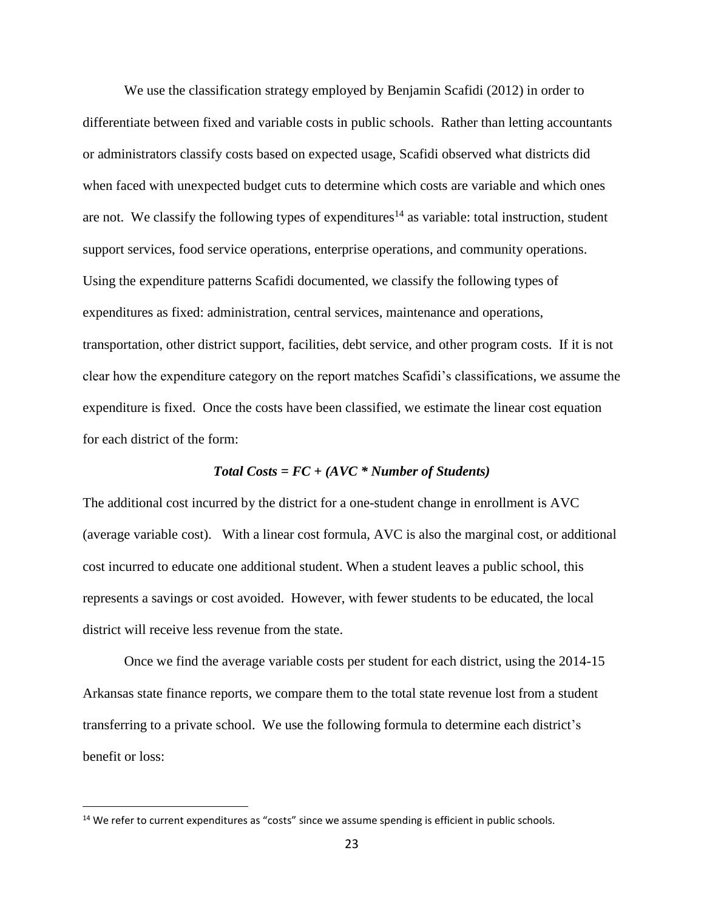We use the classification strategy employed by Benjamin Scafidi (2012) in order to differentiate between fixed and variable costs in public schools. Rather than letting accountants or administrators classify costs based on expected usage, Scafidi observed what districts did when faced with unexpected budget cuts to determine which costs are variable and which ones are not. We classify the following types of expenditures[14] as variable: total instruction, student support services, food service operations, enterprise operations, and community operations. Using the expenditure patterns Scafidi documented, we classify the following types of expenditures as fixed: administration, central services, maintenance and operations, transportation, other district support, facilities, debt service, and other program costs. If it is not clear how the expenditure category on the report matches Scafidi's classifications, we assume the expenditure is fixed. Once the costs have been classified, we estimate the linear cost equation for each district of the form:

***Total Costs = FC + (AVC * Number of Students)***

The additional cost incurred by the district for a one-student change in enrollment is AVC (average variable cost). With a linear cost formula, AVC is also the marginal cost, or additional cost incurred to educate one additional student. When a student leaves a public school, this represents a savings or cost avoided. However, with fewer students to be educated, the local district will receive less revenue from the state.

Once we find the average variable costs per student for each district, using the 2014-15 Arkansas state finance reports, we compare them to the total state revenue lost from a student transferring to a private school. We use the following formula to determine each district's benefit or loss:

[14] We refer to current expenditures as "costs" since we assume spending is efficient in public schools.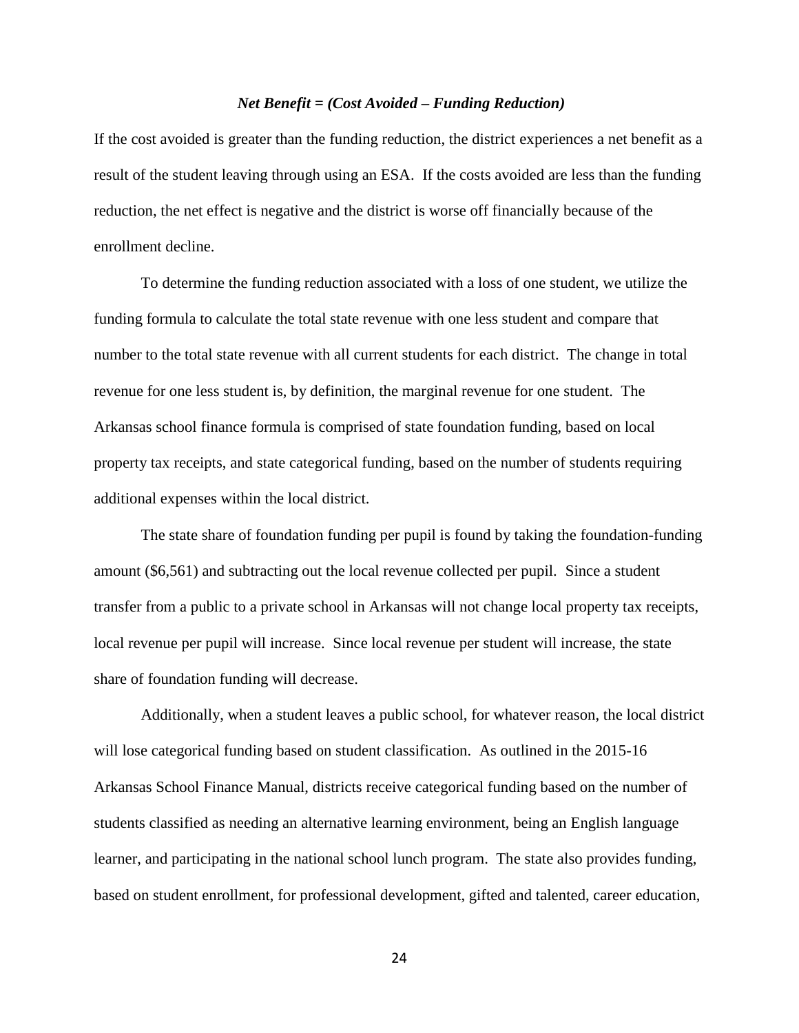***Net Benefit = (Cost Avoided – Funding Reduction)***

If the cost avoided is greater than the funding reduction, the district experiences a net benefit as a result of the student leaving through using an ESA. If the costs avoided are less than the funding reduction, the net effect is negative and the district is worse off financially because of the enrollment decline.

To determine the funding reduction associated with a loss of one student, we utilize the funding formula to calculate the total state revenue with one less student and compare that number to the total state revenue with all current students for each district. The change in total revenue for one less student is, by definition, the marginal revenue for one student. The Arkansas school finance formula is comprised of state foundation funding, based on local property tax receipts, and state categorical funding, based on the number of students requiring additional expenses within the local district.

The state share of foundation funding per pupil is found by taking the foundation-funding amount ($6,561) and subtracting out the local revenue collected per pupil. Since a student transfer from a public to a private school in Arkansas will not change local property tax receipts, local revenue per pupil will increase. Since local revenue per student will increase, the state share of foundation funding will decrease.

Additionally, when a student leaves a public school, for whatever reason, the local district will lose categorical funding based on student classification. As outlined in the 2015-16 Arkansas School Finance Manual, districts receive categorical funding based on the number of students classified as needing an alternative learning environment, being an English language learner, and participating in the national school lunch program. The state also provides funding, based on student enrollment, for professional development, gifted and talented, career education,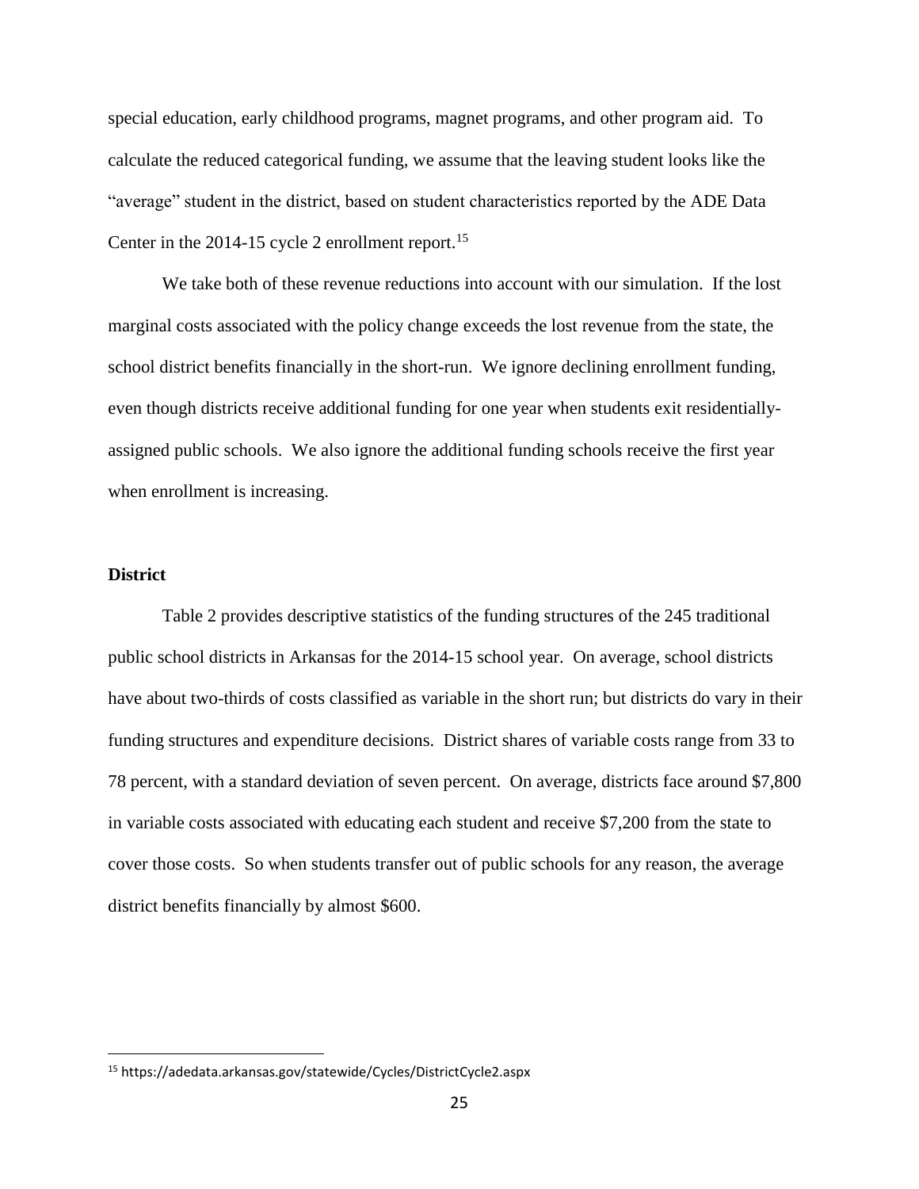special education, early childhood programs, magnet programs, and other program aid. To calculate the reduced categorical funding, we assume that the leaving student looks like the "average" student in the district, based on student characteristics reported by the ADE Data Center in the 2014-15 cycle 2 enrollment report.[15]

We take both of these revenue reductions into account with our simulation. If the lost marginal costs associated with the policy change exceeds the lost revenue from the state, the school district benefits financially in the short-run. We ignore declining enrollment funding, even though districts receive additional funding for one year when students exit residentially-assigned public schools. We also ignore the additional funding schools receive the first year when enrollment is increasing.

**District**

Table 2 provides descriptive statistics of the funding structures of the 245 traditional public school districts in Arkansas for the 2014-15 school year. On average, school districts have about two-thirds of costs classified as variable in the short run; but districts do vary in their funding structures and expenditure decisions. District shares of variable costs range from 33 to 78 percent, with a standard deviation of seven percent. On average, districts face around $7,800 in variable costs associated with educating each student and receive $7,200 from the state to cover those costs. So when students transfer out of public schools for any reason, the average district benefits financially by almost $600.

[15] https://adedata.arkansas.gov/statewide/Cycles/DistrictCycle2.aspx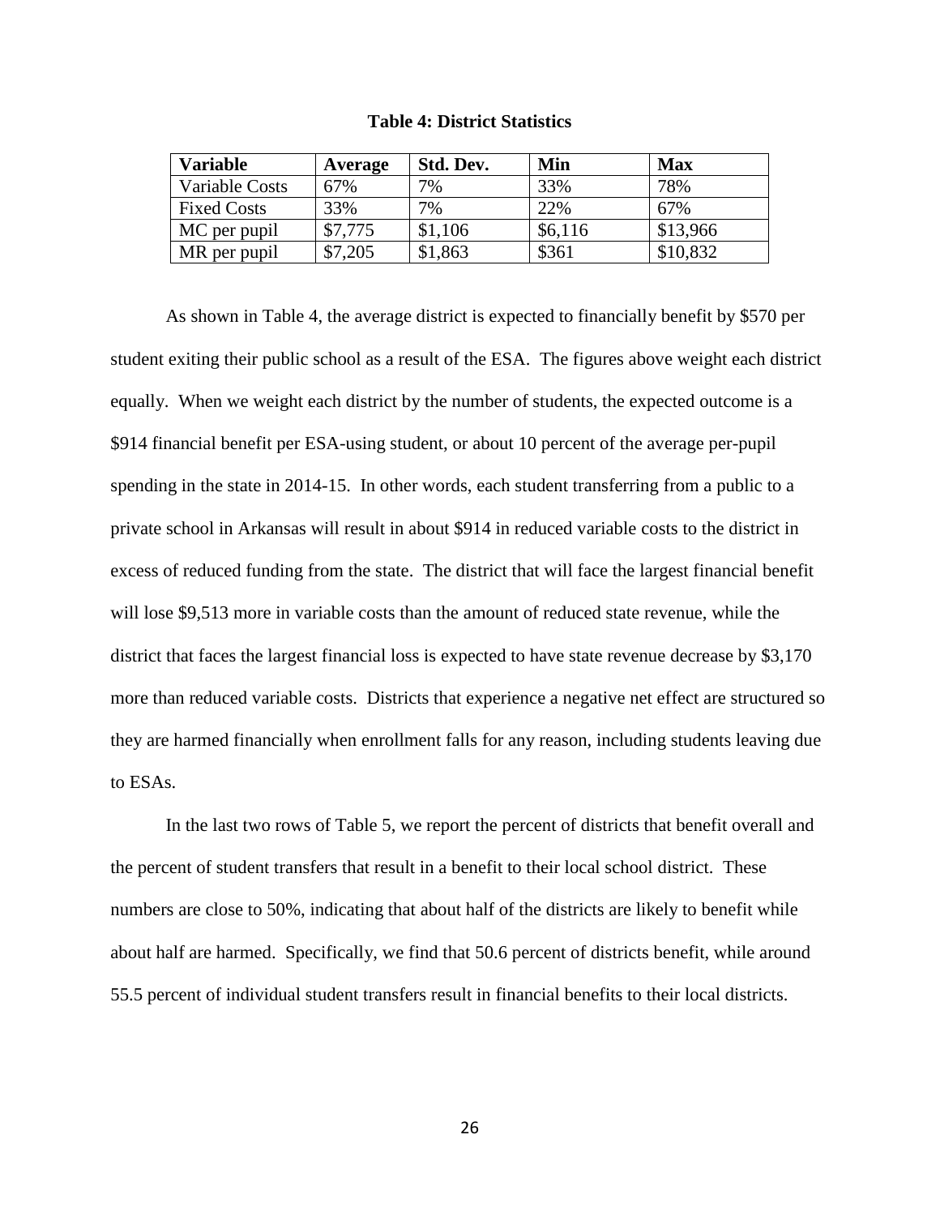**Table 4: District Statistics**

| Variable | Average | Std. Dev. | Min | Max |
|---|---|---|---|---|
| Variable Costs | 67% | 7% | 33% | 78% |
| Fixed Costs | 33% | 7% | 22% | 67% |
| MC per pupil | $7,775 | $1,106 | $6,116 | $13,966 |
| MR per pupil | $7,205 | $1,863 | $361 | $10,832 |

As shown in Table 4, the average district is expected to financially benefit by $570 per student exiting their public school as a result of the ESA. The figures above weight each district equally. When we weight each district by the number of students, the expected outcome is a $914 financial benefit per ESA-using student, or about 10 percent of the average per-pupil spending in the state in 2014-15. In other words, each student transferring from a public to a private school in Arkansas will result in about $914 in reduced variable costs to the district in excess of reduced funding from the state. The district that will face the largest financial benefit will lose $9,513 more in variable costs than the amount of reduced state revenue, while the district that faces the largest financial loss is expected to have state revenue decrease by $3,170 more than reduced variable costs. Districts that experience a negative net effect are structured so they are harmed financially when enrollment falls for any reason, including students leaving due to ESAs.

In the last two rows of Table 5, we report the percent of districts that benefit overall and the percent of student transfers that result in a benefit to their local school district. These numbers are close to 50%, indicating that about half of the districts are likely to benefit while about half are harmed. Specifically, we find that 50.6 percent of districts benefit, while around 55.5 percent of individual student transfers result in financial benefits to their local districts.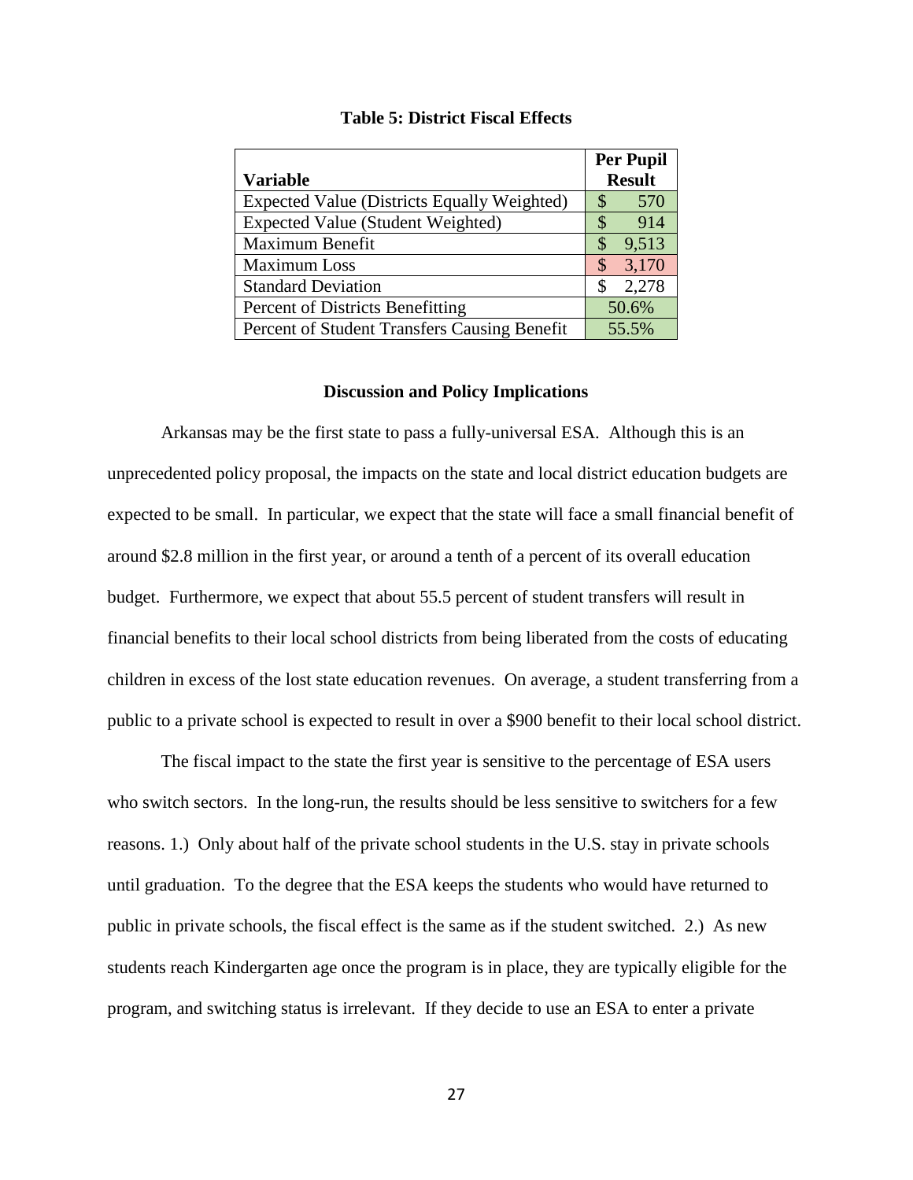**Table 5: District Fiscal Effects**

| Variable | Per Pupil Result |
|---|---|
| Expected Value (Districts Equally Weighted) | $ 570 |
| Expected Value (Student Weighted) | $ 914 |
| Maximum Benefit | $ 9,513 |
| Maximum Loss | $ 3,170 |
| Standard Deviation | $ 2,278 |
| Percent of Districts Benefitting | 50.6% |
| Percent of Student Transfers Causing Benefit | 55.5% |

## Discussion and Policy Implications

Arkansas may be the first state to pass a fully-universal ESA. Although this is an unprecedented policy proposal, the impacts on the state and local district education budgets are expected to be small. In particular, we expect that the state will face a small financial benefit of around $2.8 million in the first year, or around a tenth of a percent of its overall education budget. Furthermore, we expect that about 55.5 percent of student transfers will result in financial benefits to their local school districts from being liberated from the costs of educating children in excess of the lost state education revenues. On average, a student transferring from a public to a private school is expected to result in over a $900 benefit to their local school district.

The fiscal impact to the state the first year is sensitive to the percentage of ESA users who switch sectors. In the long-run, the results should be less sensitive to switchers for a few reasons. 1.) Only about half of the private school students in the U.S. stay in private schools until graduation. To the degree that the ESA keeps the students who would have returned to public in private schools, the fiscal effect is the same as if the student switched. 2.) As new students reach Kindergarten age once the program is in place, they are typically eligible for the program, and switching status is irrelevant. If they decide to use an ESA to enter a private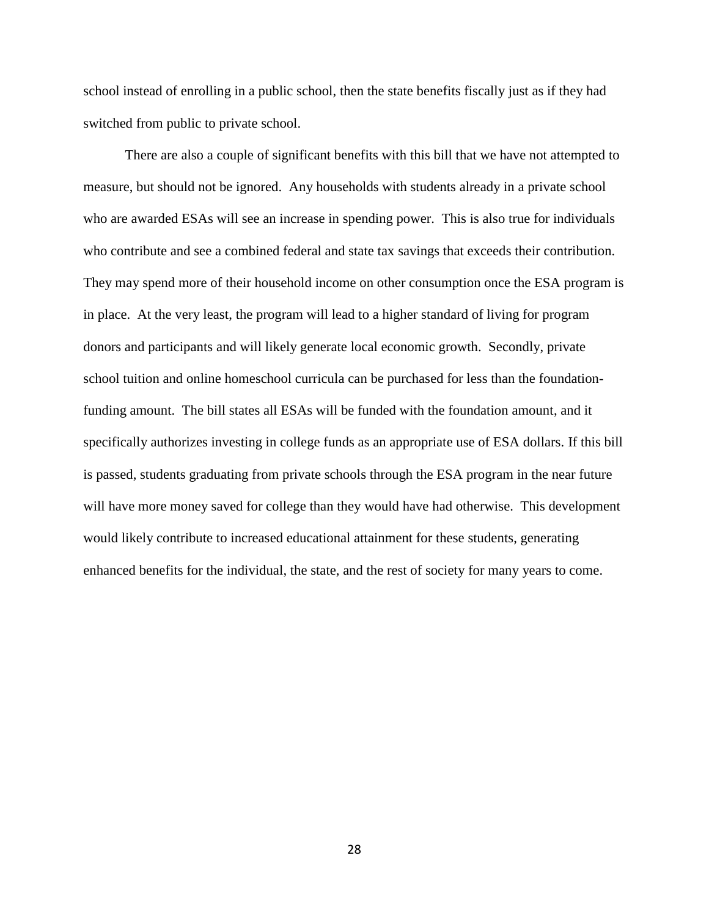school instead of enrolling in a public school, then the state benefits fiscally just as if they had switched from public to private school.

There are also a couple of significant benefits with this bill that we have not attempted to measure, but should not be ignored. Any households with students already in a private school who are awarded ESAs will see an increase in spending power. This is also true for individuals who contribute and see a combined federal and state tax savings that exceeds their contribution. They may spend more of their household income on other consumption once the ESA program is in place. At the very least, the program will lead to a higher standard of living for program donors and participants and will likely generate local economic growth. Secondly, private school tuition and online homeschool curricula can be purchased for less than the foundation-funding amount. The bill states all ESAs will be funded with the foundation amount, and it specifically authorizes investing in college funds as an appropriate use of ESA dollars. If this bill is passed, students graduating from private schools through the ESA program in the near future will have more money saved for college than they would have had otherwise. This development would likely contribute to increased educational attainment for these students, generating enhanced benefits for the individual, the state, and the rest of society for many years to come.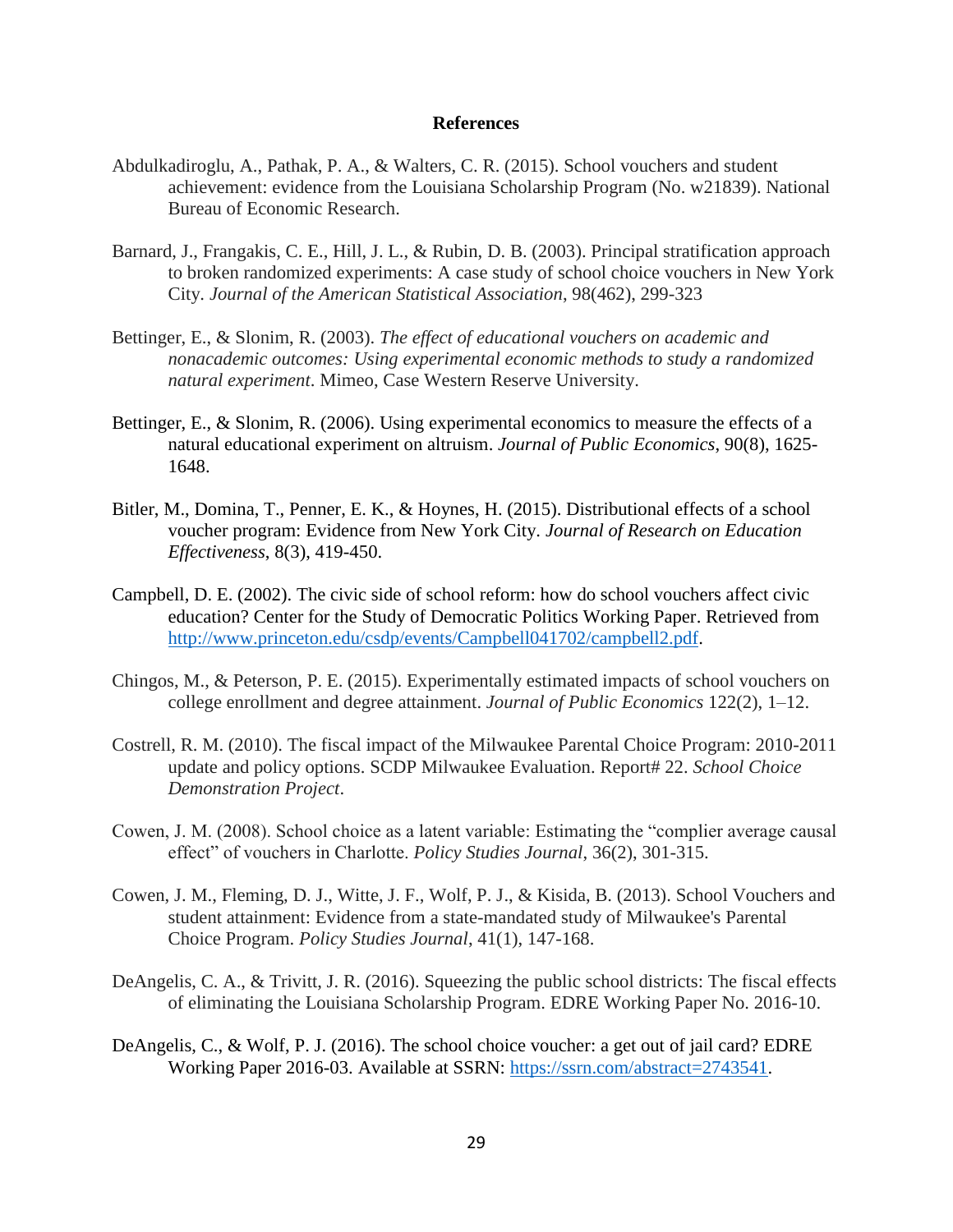## References

Abdulkadiroglu, A., Pathak, P. A., & Walters, C. R. (2015). School vouchers and student achievement: evidence from the Louisiana Scholarship Program (No. w21839). National Bureau of Economic Research.

Barnard, J., Frangakis, C. E., Hill, J. L., & Rubin, D. B. (2003). Principal stratification approach to broken randomized experiments: A case study of school choice vouchers in New York City. *Journal of the American Statistical Association*, 98(462), 299-323

Bettinger, E., & Slonim, R. (2003). *The effect of educational vouchers on academic and nonacademic outcomes: Using experimental economic methods to study a randomized natural experiment*. Mimeo, Case Western Reserve University.

Bettinger, E., & Slonim, R. (2006). Using experimental economics to measure the effects of a natural educational experiment on altruism. *Journal of Public Economics*, 90(8), 1625-1648.

Bitler, M., Domina, T., Penner, E. K., & Hoynes, H. (2015). Distributional effects of a school voucher program: Evidence from New York City. *Journal of Research on Education Effectiveness*, 8(3), 419-450.

Campbell, D. E. (2002). The civic side of school reform: how do school vouchers affect civic education? Center for the Study of Democratic Politics Working Paper. Retrieved from http://www.princeton.edu/csdp/events/Campbell041702/campbell2.pdf.

Chingos, M., & Peterson, P. E. (2015). Experimentally estimated impacts of school vouchers on college enrollment and degree attainment. *Journal of Public Economics* 122(2), 1–12.

Costrell, R. M. (2010). The fiscal impact of the Milwaukee Parental Choice Program: 2010-2011 update and policy options. SCDP Milwaukee Evaluation. Report# 22. *School Choice Demonstration Project*.

Cowen, J. M. (2008). School choice as a latent variable: Estimating the "complier average causal effect" of vouchers in Charlotte. *Policy Studies Journal*, 36(2), 301-315.

Cowen, J. M., Fleming, D. J., Witte, J. F., Wolf, P. J., & Kisida, B. (2013). School Vouchers and student attainment: Evidence from a state-mandated study of Milwaukee's Parental Choice Program. *Policy Studies Journal*, 41(1), 147-168.

DeAngelis, C. A., & Trivitt, J. R. (2016). Squeezing the public school districts: The fiscal effects of eliminating the Louisiana Scholarship Program. EDRE Working Paper No. 2016-10.

DeAngelis, C., & Wolf, P. J. (2016). The school choice voucher: a get out of jail card? EDRE Working Paper 2016-03. Available at SSRN: https://ssrn.com/abstract=2743541.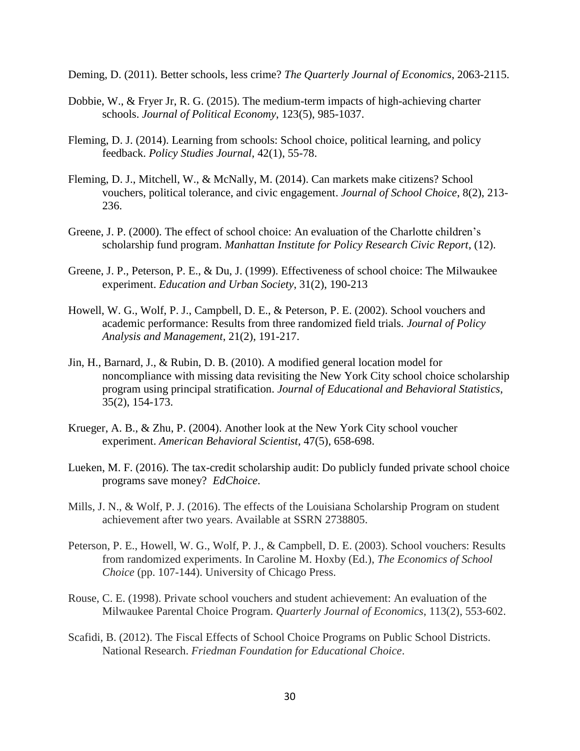Deming, D. (2011). Better schools, less crime? *The Quarterly Journal of Economics*, 2063-2115.

Dobbie, W., & Fryer Jr, R. G. (2015). The medium-term impacts of high-achieving charter schools. *Journal of Political Economy*, 123(5), 985-1037.

Fleming, D. J. (2014). Learning from schools: School choice, political learning, and policy feedback. *Policy Studies Journal*, 42(1), 55-78.

Fleming, D. J., Mitchell, W., & McNally, M. (2014). Can markets make citizens? School vouchers, political tolerance, and civic engagement. *Journal of School Choice*, 8(2), 213-236.

Greene, J. P. (2000). The effect of school choice: An evaluation of the Charlotte children's scholarship fund program. *Manhattan Institute for Policy Research Civic Report*, (12).

Greene, J. P., Peterson, P. E., & Du, J. (1999). Effectiveness of school choice: The Milwaukee experiment. *Education and Urban Society*, 31(2), 190-213

Howell, W. G., Wolf, P. J., Campbell, D. E., & Peterson, P. E. (2002). School vouchers and academic performance: Results from three randomized field trials. *Journal of Policy Analysis and Management*, 21(2), 191-217.

Jin, H., Barnard, J., & Rubin, D. B. (2010). A modified general location model for noncompliance with missing data revisiting the New York City school choice scholarship program using principal stratification. *Journal of Educational and Behavioral Statistics*, 35(2), 154-173.

Krueger, A. B., & Zhu, P. (2004). Another look at the New York City school voucher experiment. *American Behavioral Scientist*, 47(5), 658-698.

Lueken, M. F. (2016). The tax-credit scholarship audit: Do publicly funded private school choice programs save money? *EdChoice*.

Mills, J. N., & Wolf, P. J. (2016). The effects of the Louisiana Scholarship Program on student achievement after two years. Available at SSRN 2738805.

Peterson, P. E., Howell, W. G., Wolf, P. J., & Campbell, D. E. (2003). School vouchers: Results from randomized experiments. In Caroline M. Hoxby (Ed.), *The Economics of School Choice* (pp. 107-144). University of Chicago Press.

Rouse, C. E. (1998). Private school vouchers and student achievement: An evaluation of the Milwaukee Parental Choice Program. *Quarterly Journal of Economics*, 113(2), 553-602.

Scafidi, B. (2012). The Fiscal Effects of School Choice Programs on Public School Districts. National Research. *Friedman Foundation for Educational Choice*.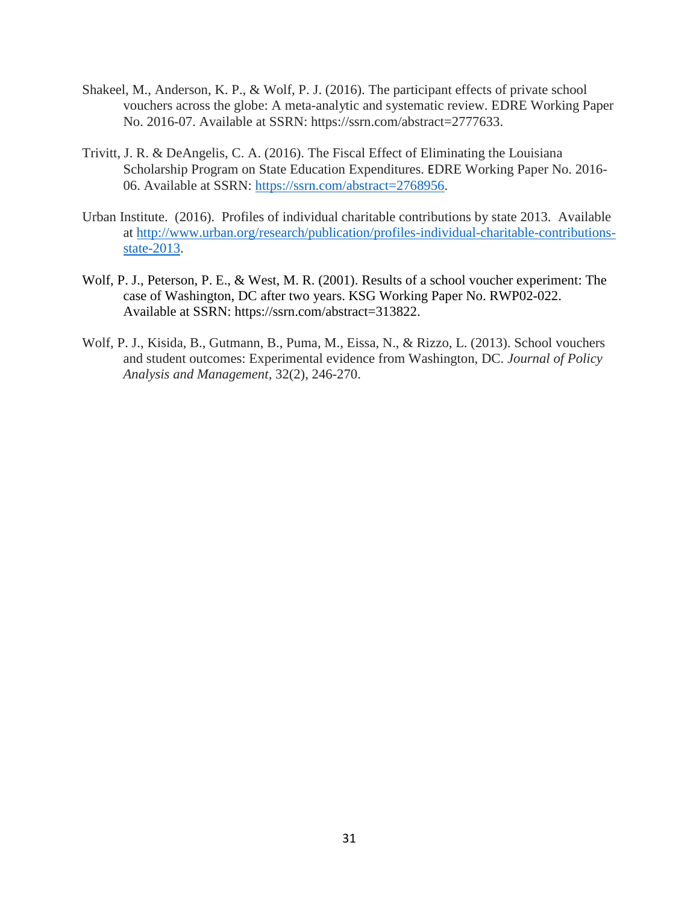Shakeel, M., Anderson, K. P., & Wolf, P. J. (2016). The participant effects of private school vouchers across the globe: A meta-analytic and systematic review. EDRE Working Paper No. 2016-07. Available at SSRN: https://ssrn.com/abstract=2777633.

Trivitt, J. R. & DeAngelis, C. A. (2016). The Fiscal Effect of Eliminating the Louisiana Scholarship Program on State Education Expenditures. EDRE Working Paper No. 2016-06. Available at SSRN: https://ssrn.com/abstract=2768956.

Urban Institute. (2016). Profiles of individual charitable contributions by state 2013. Available at http://www.urban.org/research/publication/profiles-individual-charitable-contributions-state-2013.

Wolf, P. J., Peterson, P. E., & West, M. R. (2001). Results of a school voucher experiment: The case of Washington, DC after two years. KSG Working Paper No. RWP02-022. Available at SSRN: https://ssrn.com/abstract=313822.

Wolf, P. J., Kisida, B., Gutmann, B., Puma, M., Eissa, N., & Rizzo, L. (2013). School vouchers and student outcomes: Experimental evidence from Washington, DC. *Journal of Policy Analysis and Management*, 32(2), 246-270.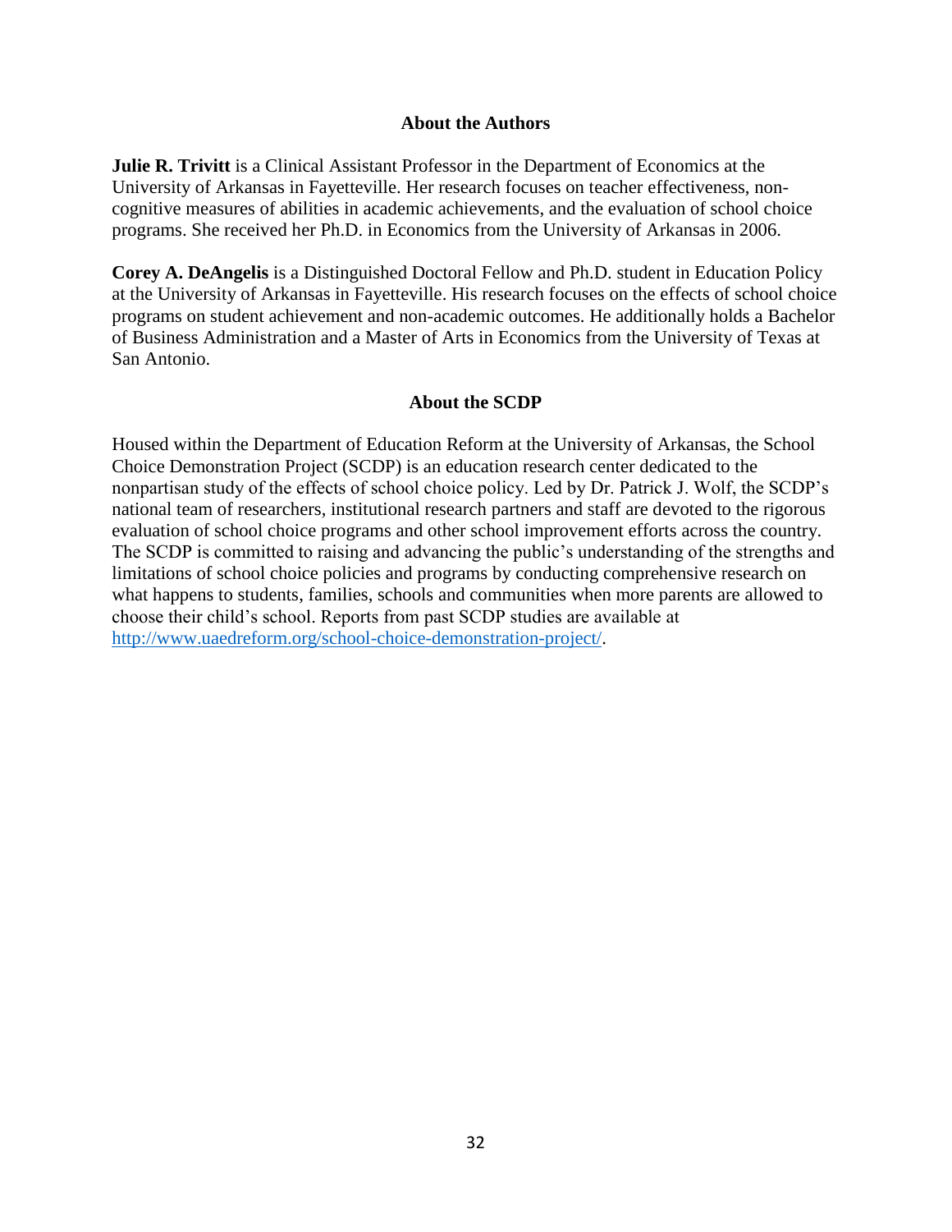## About the Authors

**Julie R. Trivitt** is a Clinical Assistant Professor in the Department of Economics at the University of Arkansas in Fayetteville. Her research focuses on teacher effectiveness, non-cognitive measures of abilities in academic achievements, and the evaluation of school choice programs. She received her Ph.D. in Economics from the University of Arkansas in 2006.

**Corey A. DeAngelis** is a Distinguished Doctoral Fellow and Ph.D. student in Education Policy at the University of Arkansas in Fayetteville. His research focuses on the effects of school choice programs on student achievement and non-academic outcomes. He additionally holds a Bachelor of Business Administration and a Master of Arts in Economics from the University of Texas at San Antonio.

## About the SCDP

Housed within the Department of Education Reform at the University of Arkansas, the School Choice Demonstration Project (SCDP) is an education research center dedicated to the nonpartisan study of the effects of school choice policy. Led by Dr. Patrick J. Wolf, the SCDP's national team of researchers, institutional research partners and staff are devoted to the rigorous evaluation of school choice programs and other school improvement efforts across the country. The SCDP is committed to raising and advancing the public's understanding of the strengths and limitations of school choice policies and programs by conducting comprehensive research on what happens to students, families, schools and communities when more parents are allowed to choose their child's school. Reports from past SCDP studies are available at [http://www.uaedreform.org/school-choice-demonstration-project/](http://www.uaedreform.org/school-choice-demonstration-project/).